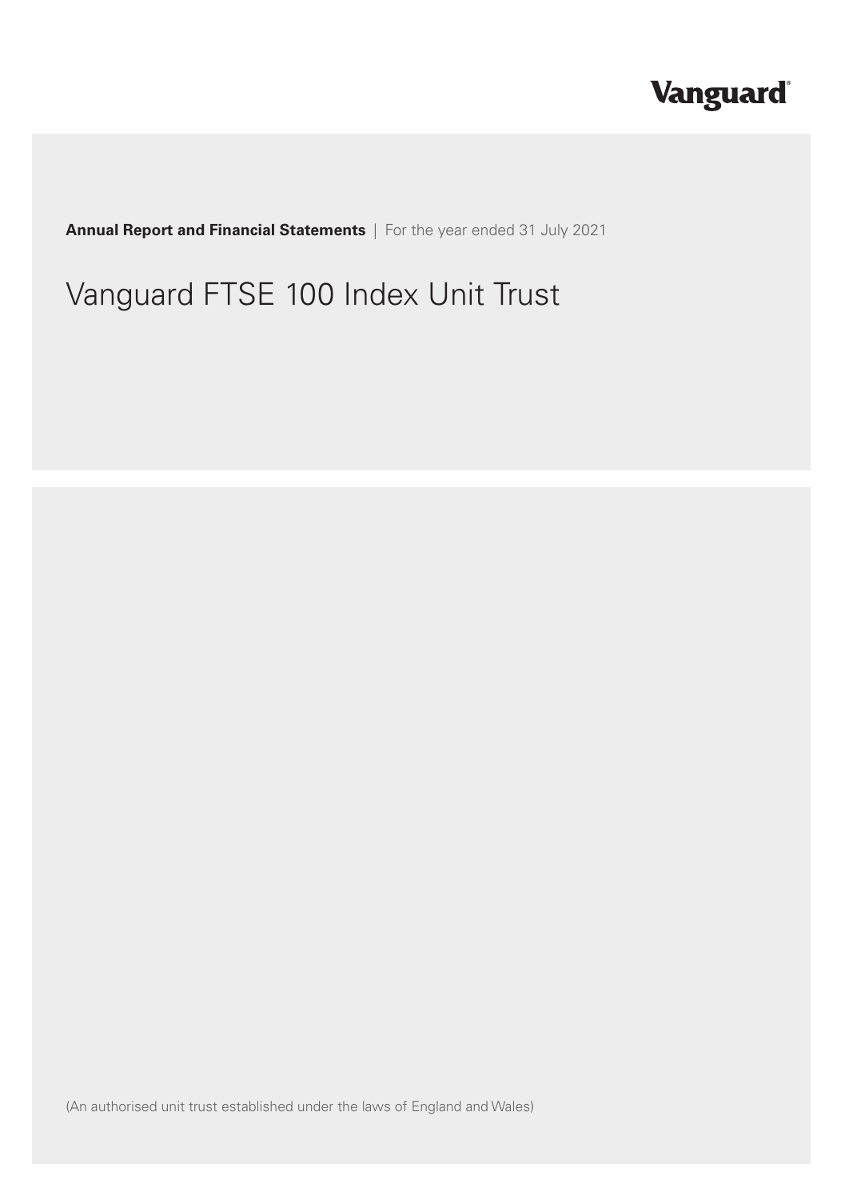Vanguard

**Annual Report and Financial Statements** | For the year ended 31 July 2021

# Vanguard FTSE 100 Index Unit Trust

(An authorised unit trust established under the laws of England and Wales)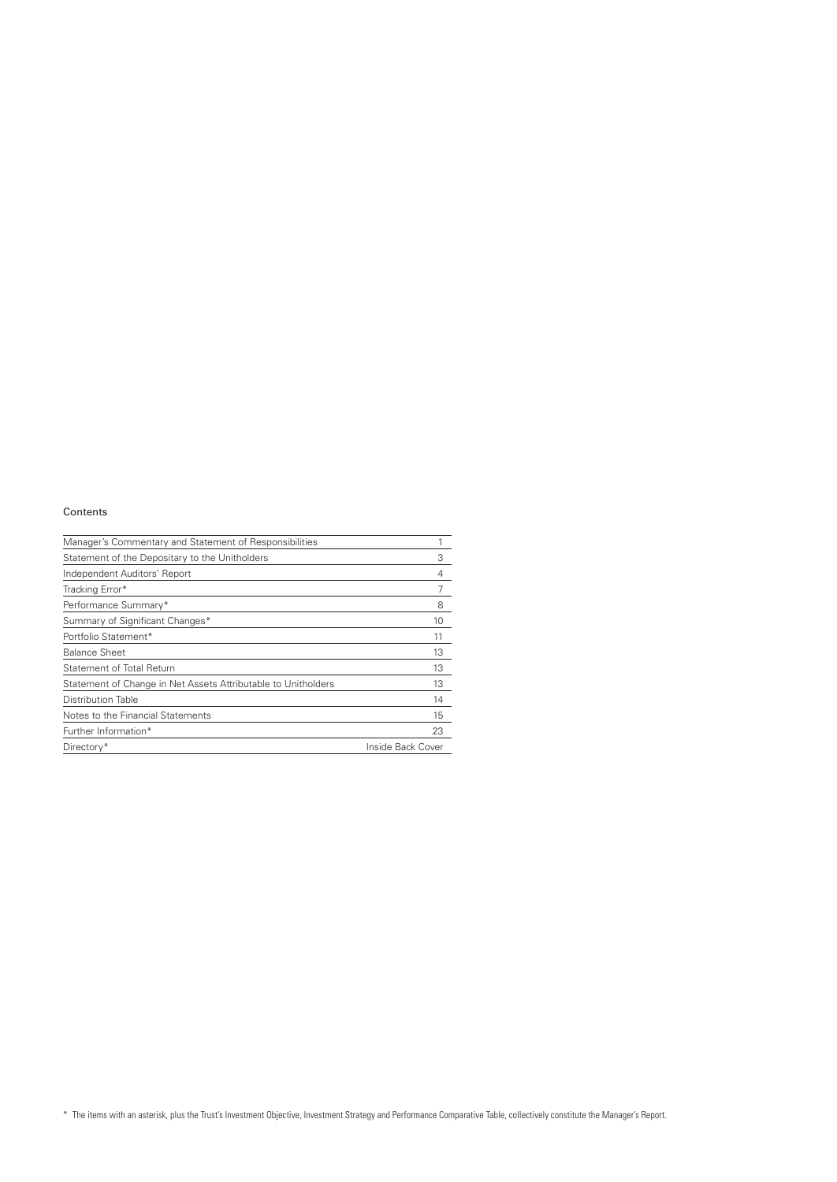## Contents

| | |
|---|---|
| Manager's Commentary and Statement of Responsibilities | 1 |
| Statement of the Depositary to the Unitholders | 3 |
| Independent Auditors' Report | 4 |
| Tracking Error* | 7 |
| Performance Summary* | 8 |
| Summary of Significant Changes* | 10 |
| Portfolio Statement* | 11 |
| Balance Sheet | 13 |
| Statement of Total Return | 13 |
| Statement of Change in Net Assets Attributable to Unitholders | 13 |
| Distribution Table | 14 |
| Notes to the Financial Statements | 15 |
| Further Information* | 23 |
| Directory* | Inside Back Cover |

\* The items with an asterisk, plus the Trust's Investment Objective, Investment Strategy and Performance Comparative Table, collectively constitute the Manager's Report.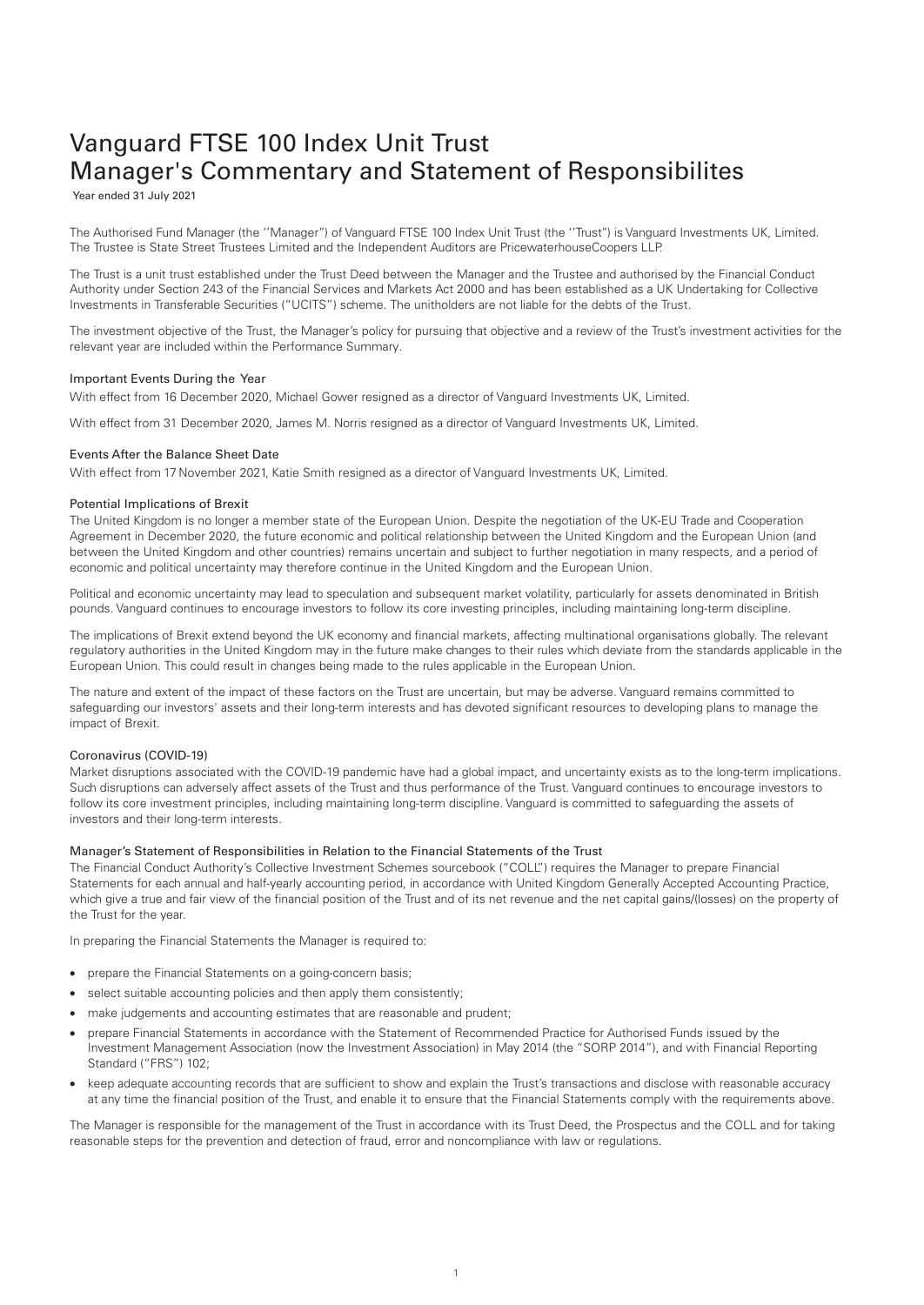# Vanguard FTSE 100 Index Unit Trust Manager's Commentary and Statement of Responsibilites

Year ended 31 July 2021

The Authorised Fund Manager (the ''Manager'') of Vanguard FTSE 100 Index Unit Trust (the ''Trust'') is Vanguard Investments UK, Limited. The Trustee is State Street Trustees Limited and the Independent Auditors are PricewaterhouseCoopers LLP.

The Trust is a unit trust established under the Trust Deed between the Manager and the Trustee and authorised by the Financial Conduct Authority under Section 243 of the Financial Services and Markets Act 2000 and has been established as a UK Undertaking for Collective Investments in Transferable Securities ("UCITS") scheme. The unitholders are not liable for the debts of the Trust.

The investment objective of the Trust, the Manager's policy for pursuing that objective and a review of the Trust's investment activities for the relevant year are included within the Performance Summary.

### Important Events During the Year

With effect from 16 December 2020, Michael Gower resigned as a director of Vanguard Investments UK, Limited.

With effect from 31 December 2020, James M. Norris resigned as a director of Vanguard Investments UK, Limited.

### Events After the Balance Sheet Date

With effect from 17 November 2021, Katie Smith resigned as a director of Vanguard Investments UK, Limited.

### Potential Implications of Brexit

The United Kingdom is no longer a member state of the European Union. Despite the negotiation of the UK-EU Trade and Cooperation Agreement in December 2020, the future economic and political relationship between the United Kingdom and the European Union (and between the United Kingdom and other countries) remains uncertain and subject to further negotiation in many respects, and a period of economic and political uncertainty may therefore continue in the United Kingdom and the European Union.

Political and economic uncertainty may lead to speculation and subsequent market volatility, particularly for assets denominated in British pounds. Vanguard continues to encourage investors to follow its core investing principles, including maintaining long-term discipline.

The implications of Brexit extend beyond the UK economy and financial markets, affecting multinational organisations globally. The relevant regulatory authorities in the United Kingdom may in the future make changes to their rules which deviate from the standards applicable in the European Union. This could result in changes being made to the rules applicable in the European Union.

The nature and extent of the impact of these factors on the Trust are uncertain, but may be adverse. Vanguard remains committed to safeguarding our investors' assets and their long-term interests and has devoted significant resources to developing plans to manage the impact of Brexit.

### Coronavirus (COVID-19)

Market disruptions associated with the COVID-19 pandemic have had a global impact, and uncertainty exists as to the long-term implications. Such disruptions can adversely affect assets of the Trust and thus performance of the Trust. Vanguard continues to encourage investors to follow its core investment principles, including maintaining long-term discipline. Vanguard is committed to safeguarding the assets of investors and their long-term interests.

### Manager's Statement of Responsibilities in Relation to the Financial Statements of the Trust

The Financial Conduct Authority's Collective Investment Schemes sourcebook ("COLL") requires the Manager to prepare Financial Statements for each annual and half-yearly accounting period, in accordance with United Kingdom Generally Accepted Accounting Practice, which give a true and fair view of the financial position of the Trust and of its net revenue and the net capital gains/(losses) on the property of the Trust for the year.

In preparing the Financial Statements the Manager is required to:

- prepare the Financial Statements on a going-concern basis;
- select suitable accounting policies and then apply them consistently;
- make judgements and accounting estimates that are reasonable and prudent;
- prepare Financial Statements in accordance with the Statement of Recommended Practice for Authorised Funds issued by the Investment Management Association (now the Investment Association) in May 2014 (the "SORP 2014"), and with Financial Reporting Standard ("FRS") 102;
- keep adequate accounting records that are sufficient to show and explain the Trust's transactions and disclose with reasonable accuracy at any time the financial position of the Trust, and enable it to ensure that the Financial Statements comply with the requirements above.

The Manager is responsible for the management of the Trust in accordance with its Trust Deed, the Prospectus and the COLL and for taking reasonable steps for the prevention and detection of fraud, error and noncompliance with law or regulations.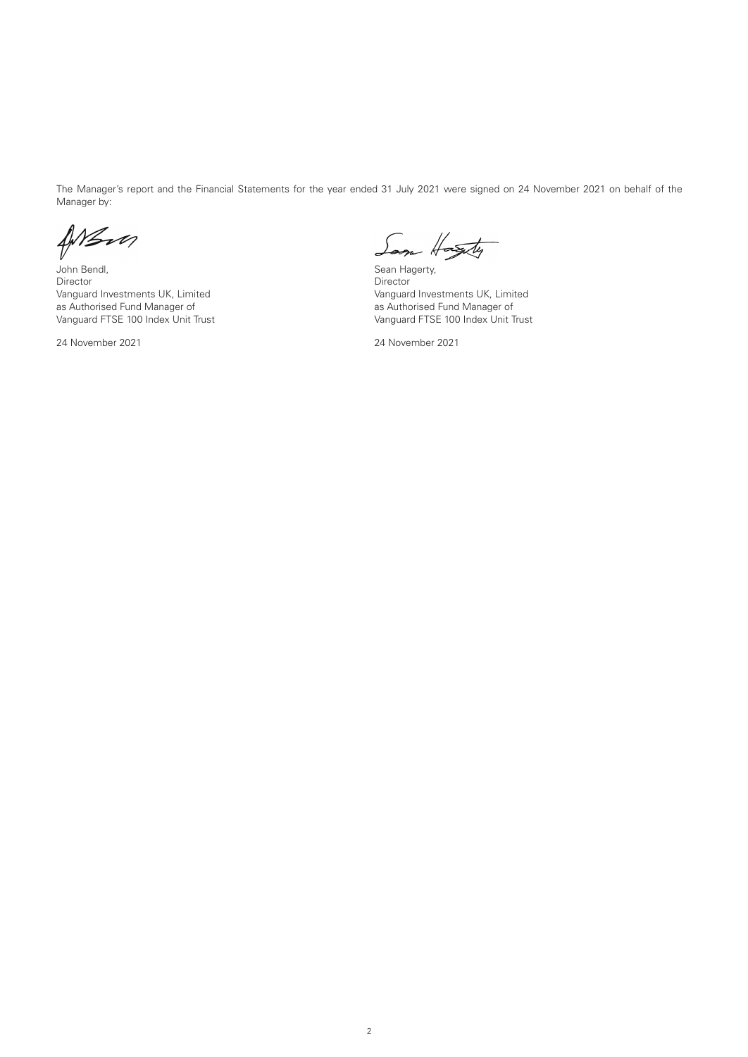The Manager's report and the Financial Statements for the year ended 31 July 2021 were signed on 24 November 2021 on behalf of the Manager by:

John Bendl,
Director
Vanguard Investments UK, Limited
as Authorised Fund Manager of
Vanguard FTSE 100 Index Unit Trust

24 November 2021

Sean Hagerty,
Director
Vanguard Investments UK, Limited
as Authorised Fund Manager of
Vanguard FTSE 100 Index Unit Trust

24 November 2021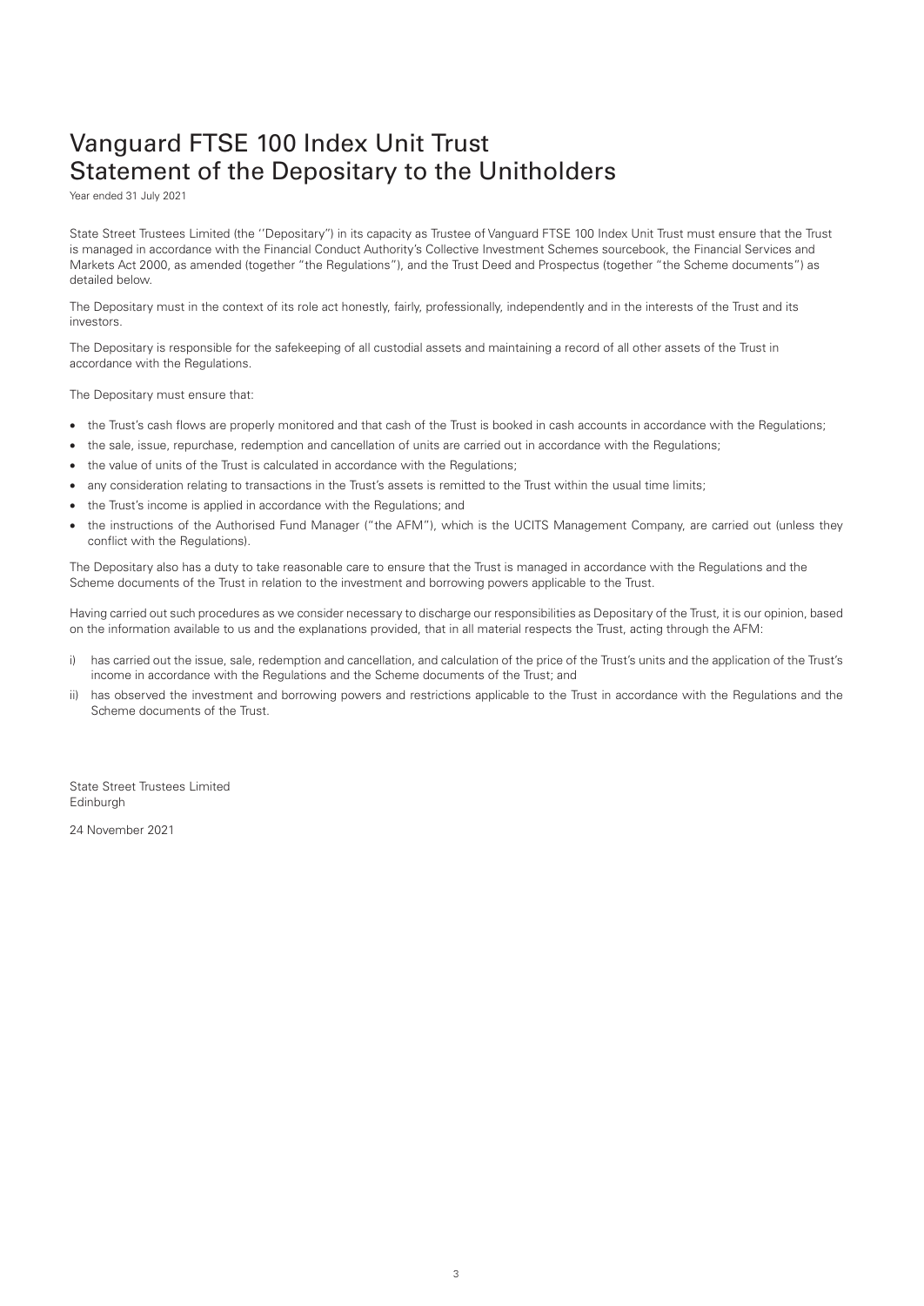# Vanguard FTSE 100 Index Unit Trust
# Statement of the Depositary to the Unitholders

Year ended 31 July 2021

State Street Trustees Limited (the ''Depositary'') in its capacity as Trustee of Vanguard FTSE 100 Index Unit Trust must ensure that the Trust is managed in accordance with the Financial Conduct Authority's Collective Investment Schemes sourcebook, the Financial Services and Markets Act 2000, as amended (together "the Regulations"), and the Trust Deed and Prospectus (together "the Scheme documents") as detailed below.

The Depositary must in the context of its role act honestly, fairly, professionally, independently and in the interests of the Trust and its investors.

The Depositary is responsible for the safekeeping of all custodial assets and maintaining a record of all other assets of the Trust in accordance with the Regulations.

The Depositary must ensure that:

- the Trust's cash flows are properly monitored and that cash of the Trust is booked in cash accounts in accordance with the Regulations;
- the sale, issue, repurchase, redemption and cancellation of units are carried out in accordance with the Regulations;
- the value of units of the Trust is calculated in accordance with the Regulations;
- any consideration relating to transactions in the Trust's assets is remitted to the Trust within the usual time limits;
- the Trust's income is applied in accordance with the Regulations; and
- the instructions of the Authorised Fund Manager ("the AFM"), which is the UCITS Management Company, are carried out (unless they conflict with the Regulations).

The Depositary also has a duty to take reasonable care to ensure that the Trust is managed in accordance with the Regulations and the Scheme documents of the Trust in relation to the investment and borrowing powers applicable to the Trust.

Having carried out such procedures as we consider necessary to discharge our responsibilities as Depositary of the Trust, it is our opinion, based on the information available to us and the explanations provided, that in all material respects the Trust, acting through the AFM:

i) has carried out the issue, sale, redemption and cancellation, and calculation of the price of the Trust's units and the application of the Trust's income in accordance with the Regulations and the Scheme documents of the Trust; and

ii) has observed the investment and borrowing powers and restrictions applicable to the Trust in accordance with the Regulations and the Scheme documents of the Trust.

State Street Trustees Limited
Edinburgh

24 November 2021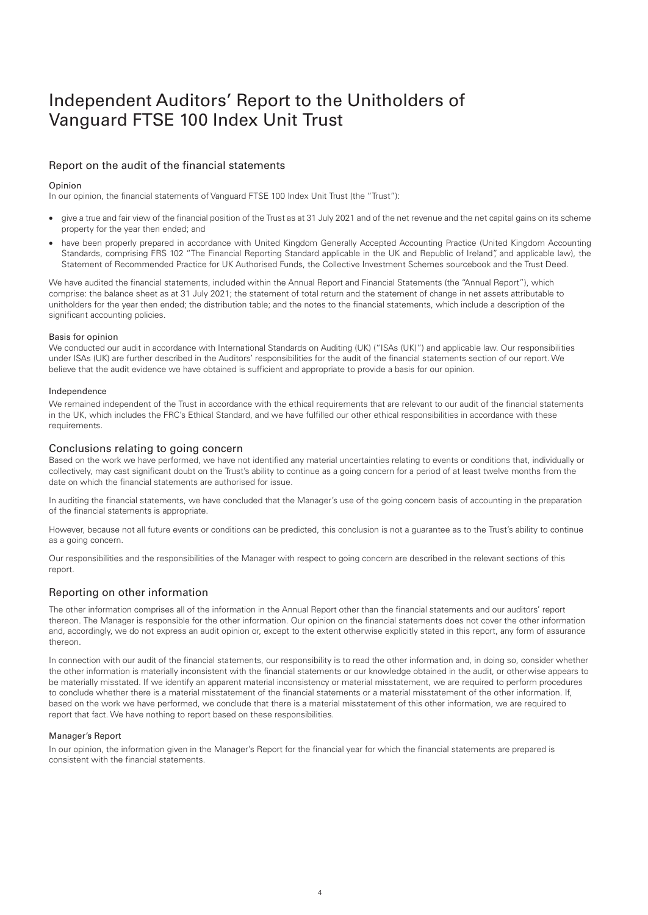# Independent Auditors' Report to the Unitholders of Vanguard FTSE 100 Index Unit Trust

## Report on the audit of the financial statements

### Opinion

In our opinion, the financial statements of Vanguard FTSE 100 Index Unit Trust (the "Trust"):

- give a true and fair view of the financial position of the Trust as at 31 July 2021 and of the net revenue and the net capital gains on its scheme property for the year then ended; and
- have been properly prepared in accordance with United Kingdom Generally Accepted Accounting Practice (United Kingdom Accounting Standards, comprising FRS 102 "The Financial Reporting Standard applicable in the UK and Republic of Ireland", and applicable law), the Statement of Recommended Practice for UK Authorised Funds, the Collective Investment Schemes sourcebook and the Trust Deed.

We have audited the financial statements, included within the Annual Report and Financial Statements (the "Annual Report"), which comprise: the balance sheet as at 31 July 2021; the statement of total return and the statement of change in net assets attributable to unitholders for the year then ended; the distribution table; and the notes to the financial statements, which include a description of the significant accounting policies.

### Basis for opinion

We conducted our audit in accordance with International Standards on Auditing (UK) ("ISAs (UK)") and applicable law. Our responsibilities under ISAs (UK) are further described in the Auditors' responsibilities for the audit of the financial statements section of our report. We believe that the audit evidence we have obtained is sufficient and appropriate to provide a basis for our opinion.

### Independence

We remained independent of the Trust in accordance with the ethical requirements that are relevant to our audit of the financial statements in the UK, which includes the FRC's Ethical Standard, and we have fulfilled our other ethical responsibilities in accordance with these requirements.

## Conclusions relating to going concern

Based on the work we have performed, we have not identified any material uncertainties relating to events or conditions that, individually or collectively, may cast significant doubt on the Trust's ability to continue as a going concern for a period of at least twelve months from the date on which the financial statements are authorised for issue.

In auditing the financial statements, we have concluded that the Manager's use of the going concern basis of accounting in the preparation of the financial statements is appropriate.

However, because not all future events or conditions can be predicted, this conclusion is not a guarantee as to the Trust's ability to continue as a going concern.

Our responsibilities and the responsibilities of the Manager with respect to going concern are described in the relevant sections of this report.

## Reporting on other information

The other information comprises all of the information in the Annual Report other than the financial statements and our auditors' report thereon. The Manager is responsible for the other information. Our opinion on the financial statements does not cover the other information and, accordingly, we do not express an audit opinion or, except to the extent otherwise explicitly stated in this report, any form of assurance thereon.

In connection with our audit of the financial statements, our responsibility is to read the other information and, in doing so, consider whether the other information is materially inconsistent with the financial statements or our knowledge obtained in the audit, or otherwise appears to be materially misstated. If we identify an apparent material inconsistency or material misstatement, we are required to perform procedures to conclude whether there is a material misstatement of the financial statements or a material misstatement of the other information. If, based on the work we have performed, we conclude that there is a material misstatement of this other information, we are required to report that fact. We have nothing to report based on these responsibilities.

### Manager's Report

In our opinion, the information given in the Manager's Report for the financial year for which the financial statements are prepared is consistent with the financial statements.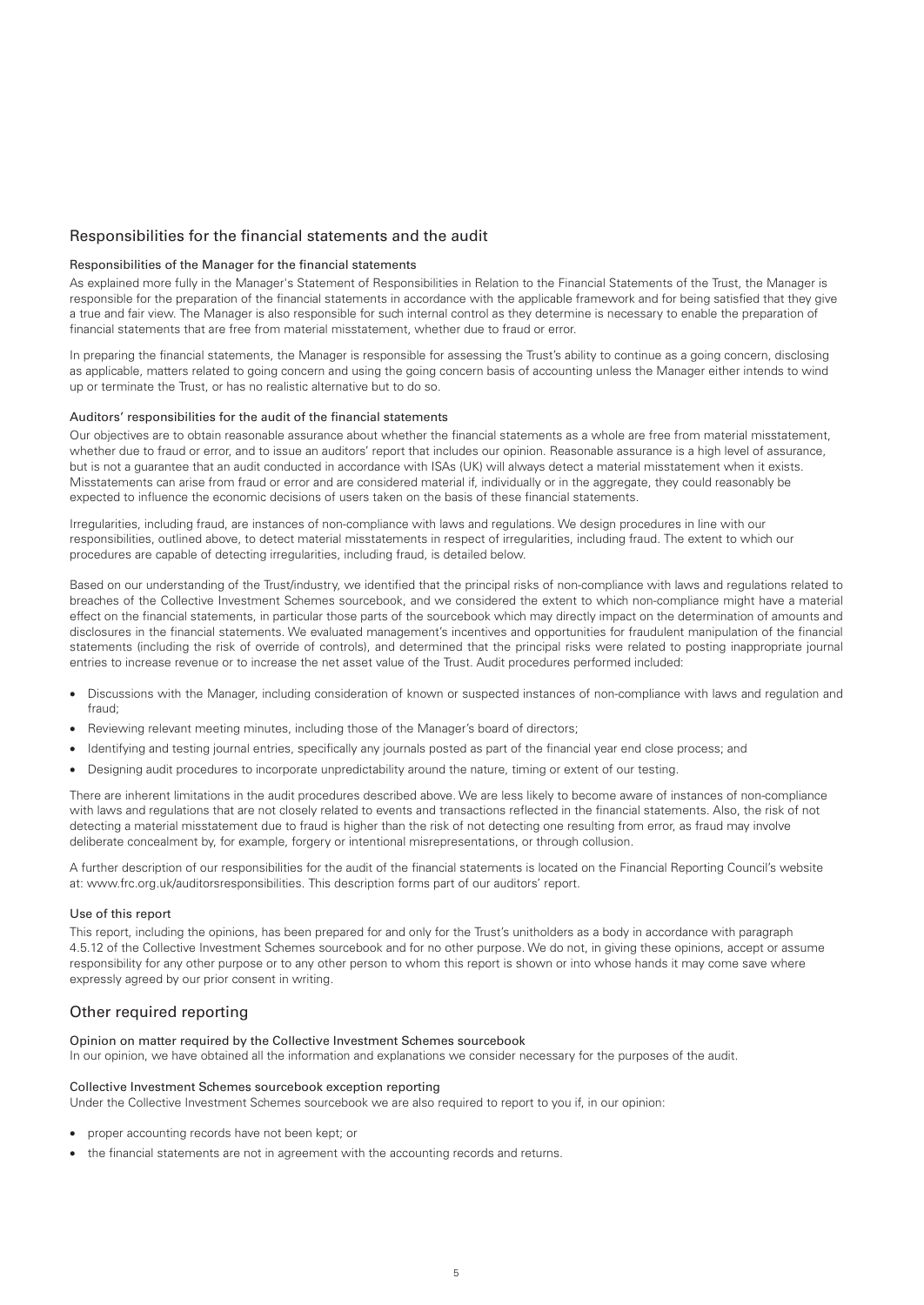## Responsibilities for the financial statements and the audit

### Responsibilities of the Manager for the financial statements

As explained more fully in the Manager's Statement of Responsibilities in Relation to the Financial Statements of the Trust, the Manager is responsible for the preparation of the financial statements in accordance with the applicable framework and for being satisfied that they give a true and fair view. The Manager is also responsible for such internal control as they determine is necessary to enable the preparation of financial statements that are free from material misstatement, whether due to fraud or error.

In preparing the financial statements, the Manager is responsible for assessing the Trust's ability to continue as a going concern, disclosing as applicable, matters related to going concern and using the going concern basis of accounting unless the Manager either intends to wind up or terminate the Trust, or has no realistic alternative but to do so.

### Auditors' responsibilities for the audit of the financial statements

Our objectives are to obtain reasonable assurance about whether the financial statements as a whole are free from material misstatement, whether due to fraud or error, and to issue an auditors' report that includes our opinion. Reasonable assurance is a high level of assurance, but is not a guarantee that an audit conducted in accordance with ISAs (UK) will always detect a material misstatement when it exists. Misstatements can arise from fraud or error and are considered material if, individually or in the aggregate, they could reasonably be expected to influence the economic decisions of users taken on the basis of these financial statements.

Irregularities, including fraud, are instances of non-compliance with laws and regulations. We design procedures in line with our responsibilities, outlined above, to detect material misstatements in respect of irregularities, including fraud. The extent to which our procedures are capable of detecting irregularities, including fraud, is detailed below.

Based on our understanding of the Trust/industry, we identified that the principal risks of non-compliance with laws and regulations related to breaches of the Collective Investment Schemes sourcebook, and we considered the extent to which non-compliance might have a material effect on the financial statements, in particular those parts of the sourcebook which may directly impact on the determination of amounts and disclosures in the financial statements. We evaluated management's incentives and opportunities for fraudulent manipulation of the financial statements (including the risk of override of controls), and determined that the principal risks were related to posting inappropriate journal entries to increase revenue or to increase the net asset value of the Trust. Audit procedures performed included:

- Discussions with the Manager, including consideration of known or suspected instances of non-compliance with laws and regulation and fraud;
- Reviewing relevant meeting minutes, including those of the Manager's board of directors;
- Identifying and testing journal entries, specifically any journals posted as part of the financial year end close process; and
- Designing audit procedures to incorporate unpredictability around the nature, timing or extent of our testing.

There are inherent limitations in the audit procedures described above. We are less likely to become aware of instances of non-compliance with laws and regulations that are not closely related to events and transactions reflected in the financial statements. Also, the risk of not detecting a material misstatement due to fraud is higher than the risk of not detecting one resulting from error, as fraud may involve deliberate concealment by, for example, forgery or intentional misrepresentations, or through collusion.

A further description of our responsibilities for the audit of the financial statements is located on the Financial Reporting Council's website at: www.frc.org.uk/auditorsresponsibilities. This description forms part of our auditors' report.

### Use of this report

This report, including the opinions, has been prepared for and only for the Trust's unitholders as a body in accordance with paragraph 4.5.12 of the Collective Investment Schemes sourcebook and for no other purpose. We do not, in giving these opinions, accept or assume responsibility for any other purpose or to any other person to whom this report is shown or into whose hands it may come save where expressly agreed by our prior consent in writing.

## Other required reporting

### Opinion on matter required by the Collective Investment Schemes sourcebook

In our opinion, we have obtained all the information and explanations we consider necessary for the purposes of the audit.

### Collective Investment Schemes sourcebook exception reporting

Under the Collective Investment Schemes sourcebook we are also required to report to you if, in our opinion:

- proper accounting records have not been kept; or
- the financial statements are not in agreement with the accounting records and returns.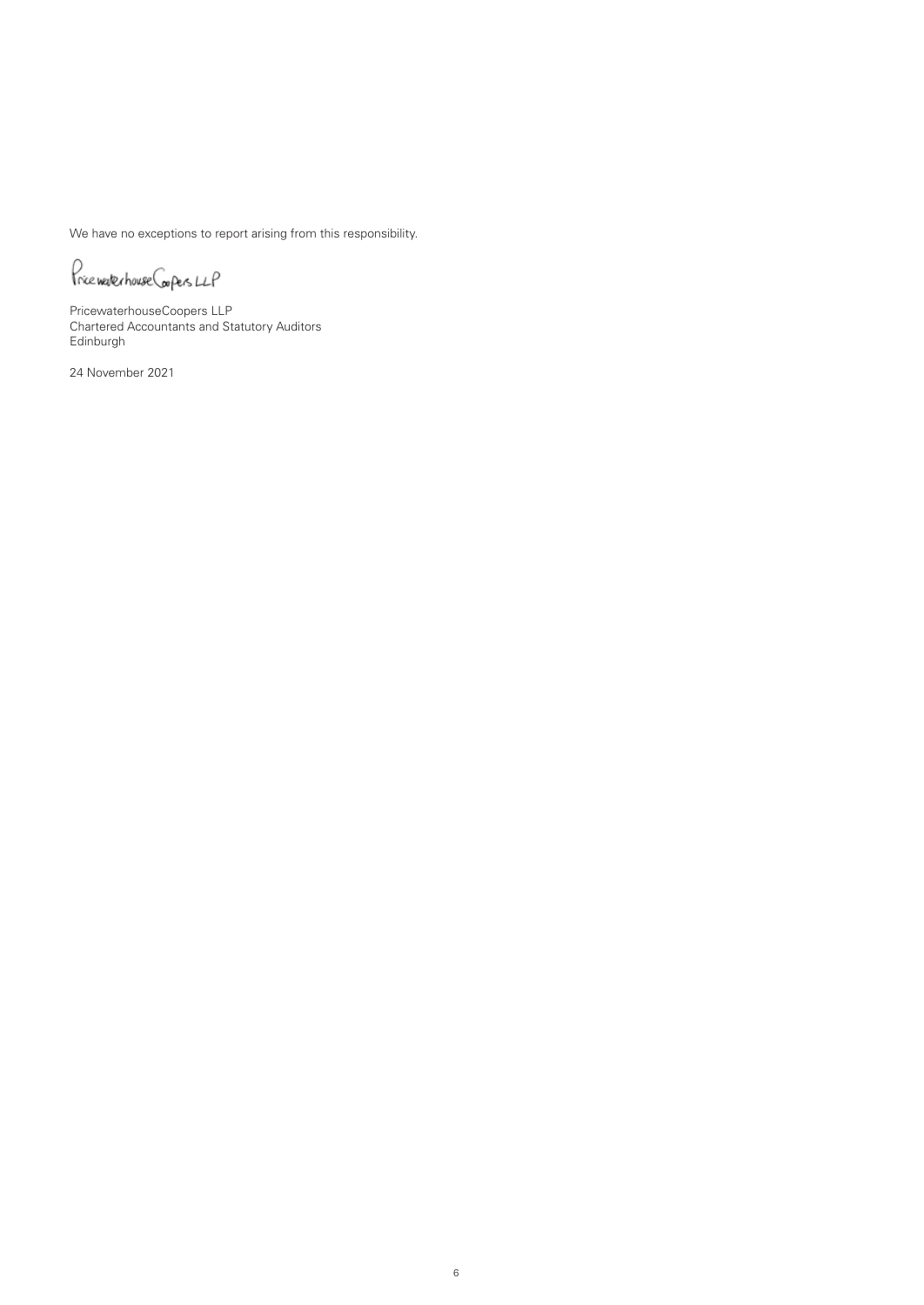We have no exceptions to report arising from this responsibility.

PricewaterhouseCoopers LLP

PricewaterhouseCoopers LLP
Chartered Accountants and Statutory Auditors
Edinburgh

24 November 2021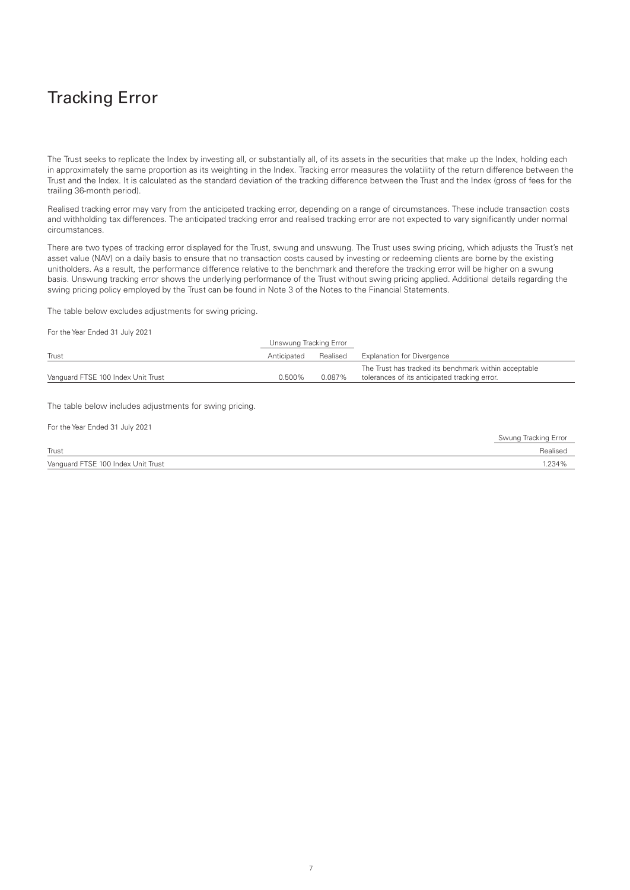# Tracking Error

The Trust seeks to replicate the Index by investing all, or substantially all, of its assets in the securities that make up the Index, holding each in approximately the same proportion as its weighting in the Index. Tracking error measures the volatility of the return difference between the Trust and the Index. It is calculated as the standard deviation of the tracking difference between the Trust and the Index (gross of fees for the trailing 36-month period).

Realised tracking error may vary from the anticipated tracking error, depending on a range of circumstances. These include transaction costs and withholding tax differences. The anticipated tracking error and realised tracking error are not expected to vary significantly under normal circumstances.

There are two types of tracking error displayed for the Trust, swung and unswung. The Trust uses swing pricing, which adjusts the Trust's net asset value (NAV) on a daily basis to ensure that no transaction costs caused by investing or redeeming clients are borne by the existing unitholders. As a result, the performance difference relative to the benchmark and therefore the tracking error will be higher on a swung basis. Unswung tracking error shows the underlying performance of the Trust without swing pricing applied. Additional details regarding the swing pricing policy employed by the Trust can be found in Note 3 of the Notes to the Financial Statements.

The table below excludes adjustments for swing pricing.

For the Year Ended 31 July 2021

| | Unswung Tracking Error | | |
|---|---|---|---|
| Trust | Anticipated | Realised | Explanation for Divergence |
| Vanguard FTSE 100 Index Unit Trust | 0.500% | 0.087% | The Trust has tracked its benchmark within acceptable tolerances of its anticipated tracking error. |

The table below includes adjustments for swing pricing.

For the Year Ended 31 July 2021

| | Swung Tracking Error |
|---|---|
| Trust | Realised |
| Vanguard FTSE 100 Index Unit Trust | 1.234% |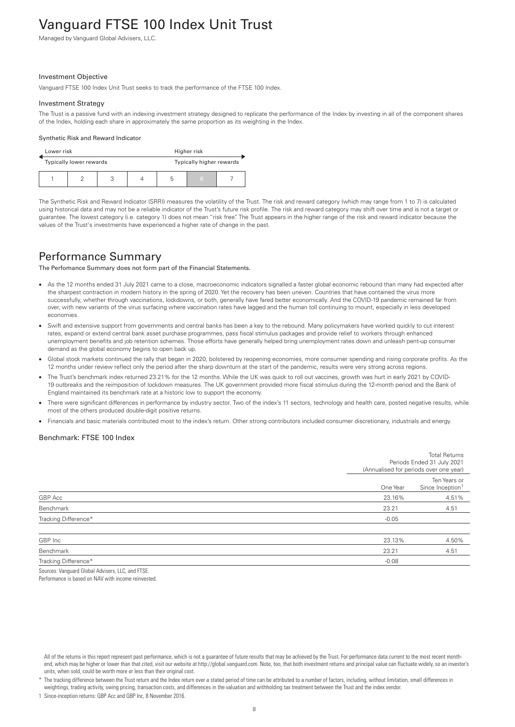// Vanguard FTSE 100 Index Unit Trust – page 10 of 28, transcribed from image
# Vanguard FTSE 100 Index Unit Trust

Managed by Vanguard Global Advisers, LLC.

### Investment Objective

Vanguard FTSE 100 Index Unit Trust seeks to track the performance of the FTSE 100 Index.

### Investment Strategy

The Trust is a passive fund with an indexing investment strategy designed to replicate the performance of the Index by investing in all of the component shares of the Index, holding each share in approximately the same proportion as its weighting in the Index.

#### Synthetic Risk and Reward Indicator

| Lower risk | | | | Higher risk | | |
|---|---|---|---|---|---|---|
| Typically lower rewards | | | | Typically higher rewards | | |
| 1 | 2 | 3 | 4 | 5 | **6** | 7 |

The Synthetic Risk and Reward Indicator (SRRI) measures the volatility of the Trust. The risk and reward category (which may range from 1 to 7) is calculated using historical data and may not be a reliable indicator of the Trust's future risk profile. The risk and reward category may shift over time and is not a target or guarantee. The lowest category (i.e. category 1) does not mean "risk free". The Trust appears in the higher range of the risk and reward indicator because the values of the Trust's investments have experienced a higher rate of change in the past.

## Performance Summary

The Perfomance Summary does not form part of the Financial Statements.

- As the 12 months ended 31 July 2021 came to a close, macroeconomic indicators signalled a faster global economic rebound than many had expected after the sharpest contraction in modern history in the spring of 2020. Yet the recovery has been uneven. Countries that have contained the virus more successfully, whether through vaccinations, lockdowns, or both, generally have fared better economically. And the COVID-19 pandemic remained far from over, with new variants of the virus surfacing where vaccination rates have lagged and the human toll continuing to mount, especially in less developed economies.
- Swift and extensive support from governments and central banks has been a key to the rebound. Many policymakers have worked quickly to cut interest rates, expand or extend central bank asset purchase programmes, pass fiscal stimulus packages and provide relief to workers through enhanced unemployment benefits and job retention schemes. Those efforts have generally helped bring unemployment rates down and unleash pent-up consumer demand as the global economy begins to open back up.
- Global stock markets continued the rally that began in 2020, bolstered by reopening economies, more consumer spending and rising corporate profits. As the 12 months under review reflect only the period after the sharp downturn at the start of the pandemic, results were very strong across regions.
- The Trust's benchmark index returned 23.21% for the 12 months. While the UK was quick to roll out vaccines, growth was hurt in early 2021 by COVID-19 outbreaks and the reimposition of lockdown measures. The UK government provided more fiscal stimulus during the 12-month period and the Bank of England maintained its benchmark rate at a historic low to support the economy.
- There were significant differences in performance by industry sector. Two of the index's 11 sectors, technology and health care, posted negative results, while most of the others produced double-digit positive returns.
- Financials and basic materials contributed most to the index's return. Other strong contributors included consumer discretionary, industrials and energy.

### Benchmark: FTSE 100 Index

| | Total Returns Periods Ended 31 July 2021 (Annualised for periods over one year) | |
|---|---|---|
| | One Year | Ten Years or Since Inception[1] |
| GBP Acc | 23.16% | 4.51% |
| Benchmark | 23.21 | 4.51 |
| Tracking Difference* | -0.05 | |
| GBP Inc | 23.13% | 4.50% |
| Benchmark | 23.21 | 4.51 |
| Tracking Difference* | -0.08 | |

Sources: Vanguard Global Advisers, LLC, and FTSE.
Performance is based on NAV with income reinvested.

All of the returns in this report represent past performance, which is not a guarantee of future results that may be achieved by the Trust. For performance data current to the most recent month-end, which may be higher or lower than that cited, visit our website at http://global.vanguard.com. Note, too, that both investment returns and principal value can fluctuate widely, so an investor's units, when sold, could be worth more or less than their original cost.

\* The tracking difference between the Trust return and the Index return over a stated period of time can be attributed to a number of factors, including, without limitation, small differences in weightings, trading activity, swing pricing, transaction costs, and differences in the valuation and withholding tax treatment between the Trust and the index vendor.

1 Since-inception returns: GBP Acc and GBP Inc, 8 November 2016.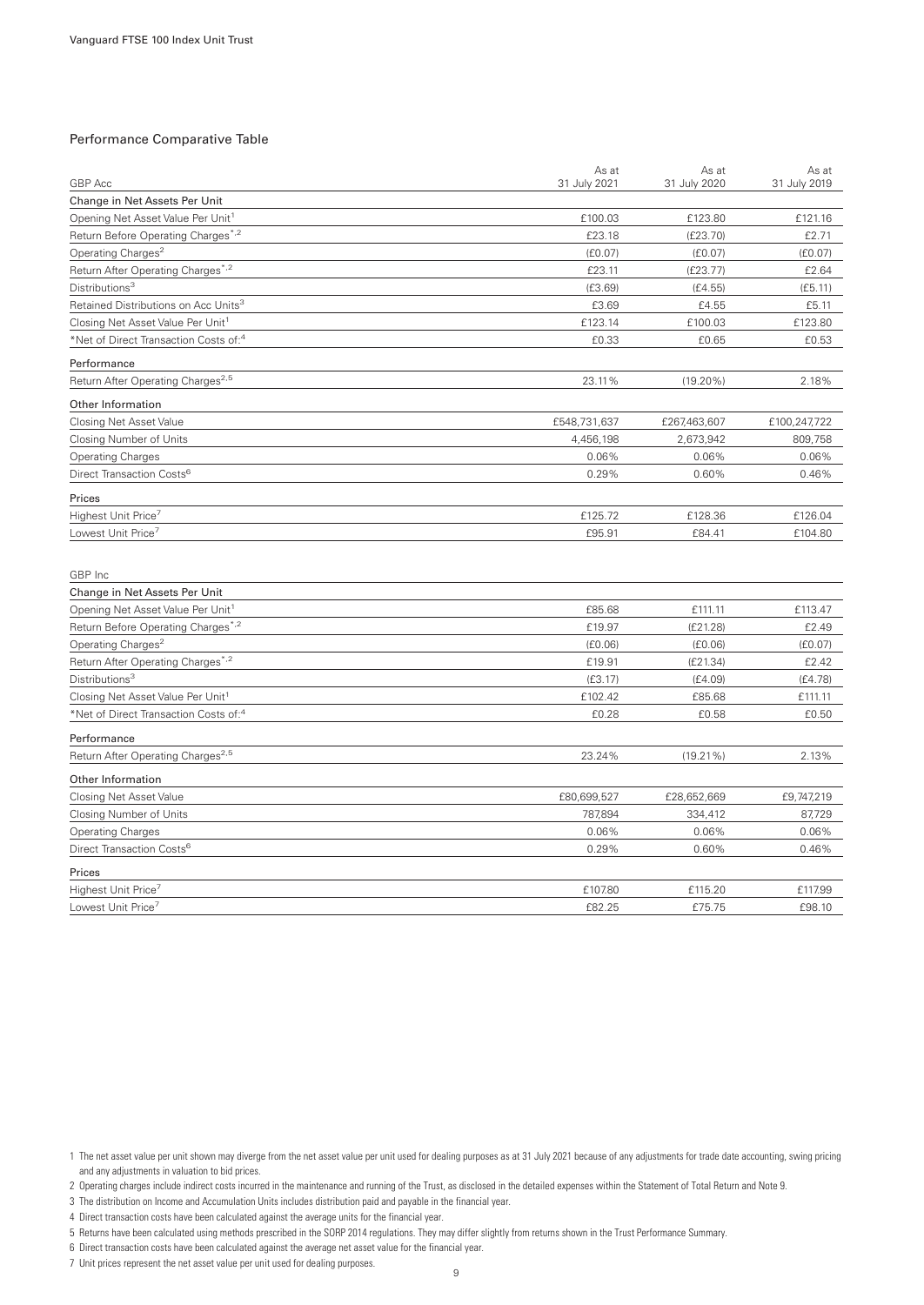## Performance Comparative Table

| GBP Acc | As at 31 July 2021 | As at 31 July 2020 | As at 31 July 2019 |
|---|---|---|---|
| **Change in Net Assets Per Unit** | | | |
| Opening Net Asset Value Per Unit[1] | £100.03 | £123.80 | £121.16 |
| Return Before Operating Charges*,[2] | £23.18 | (£23.70) | £2.71 |
| Operating Charges[2] | (£0.07) | (£0.07) | (£0.07) |
| Return After Operating Charges*,[2] | £23.11 | (£23.77) | £2.64 |
| Distributions[3] | (£3.69) | (£4.55) | (£5.11) |
| Retained Distributions on Acc Units[3] | £3.69 | £4.55 | £5.11 |
| Closing Net Asset Value Per Unit[1] | £123.14 | £100.03 | £123.80 |
| *Net of Direct Transaction Costs of:[4] | £0.33 | £0.65 | £0.53 |
| **Performance** | | | |
| Return After Operating Charges[2,5] | 23.11% | (19.20%) | 2.18% |
| **Other Information** | | | |
| Closing Net Asset Value | £548,731,637 | £267,463,607 | £100,247,722 |
| Closing Number of Units | 4,456,198 | 2,673,942 | 809,758 |
| Operating Charges | 0.06% | 0.06% | 0.06% |
| Direct Transaction Costs[6] | 0.29% | 0.60% | 0.46% |
| **Prices** | | | |
| Highest Unit Price[7] | £125.72 | £128.36 | £126.04 |
| Lowest Unit Price[7] | £95.91 | £84.41 | £104.80 |

| GBP Inc | As at 31 July 2021 | As at 31 July 2020 | As at 31 July 2019 |
|---|---|---|---|
| **Change in Net Assets Per Unit** | | | |
| Opening Net Asset Value Per Unit[1] | £85.68 | £111.11 | £113.47 |
| Return Before Operating Charges*,[2] | £19.97 | (£21.28) | £2.49 |
| Operating Charges[2] | (£0.06) | (£0.06) | (£0.07) |
| Return After Operating Charges*,[2] | £19.91 | (£21.34) | £2.42 |
| Distributions[3] | (£3.17) | (£4.09) | (£4.78) |
| Closing Net Asset Value Per Unit[1] | £102.42 | £85.68 | £111.11 |
| *Net of Direct Transaction Costs of:[4] | £0.28 | £0.58 | £0.50 |
| **Performance** | | | |
| Return After Operating Charges[2,5] | 23.24% | (19.21%) | 2.13% |
| **Other Information** | | | |
| Closing Net Asset Value | £80,699,527 | £28,652,669 | £9,747,219 |
| Closing Number of Units | 787,894 | 334,412 | 87,729 |
| Operating Charges | 0.06% | 0.06% | 0.06% |
| Direct Transaction Costs[6] | 0.29% | 0.60% | 0.46% |
| **Prices** | | | |
| Highest Unit Price[7] | £107.80 | £115.20 | £117.99 |
| Lowest Unit Price[7] | £82.25 | £75.75 | £98.10 |

1 The net asset value per unit shown may diverge from the net asset value per unit used for dealing purposes as at 31 July 2021 because of any adjustments for trade date accounting, swing pricing and any adjustments in valuation to bid prices.

2 Operating charges include indirect costs incurred in the maintenance and running of the Trust, as disclosed in the detailed expenses within the Statement of Total Return and Note 9.

3 The distribution on Income and Accumulation Units includes distribution paid and payable in the financial year.

4 Direct transaction costs have been calculated against the average units for the financial year.

5 Returns have been calculated using methods prescribed in the SORP 2014 regulations. They may differ slightly from returns shown in the Trust Performance Summary.

6 Direct transaction costs have been calculated against the average net asset value for the financial year.

7 Unit prices represent the net asset value per unit used for dealing purposes.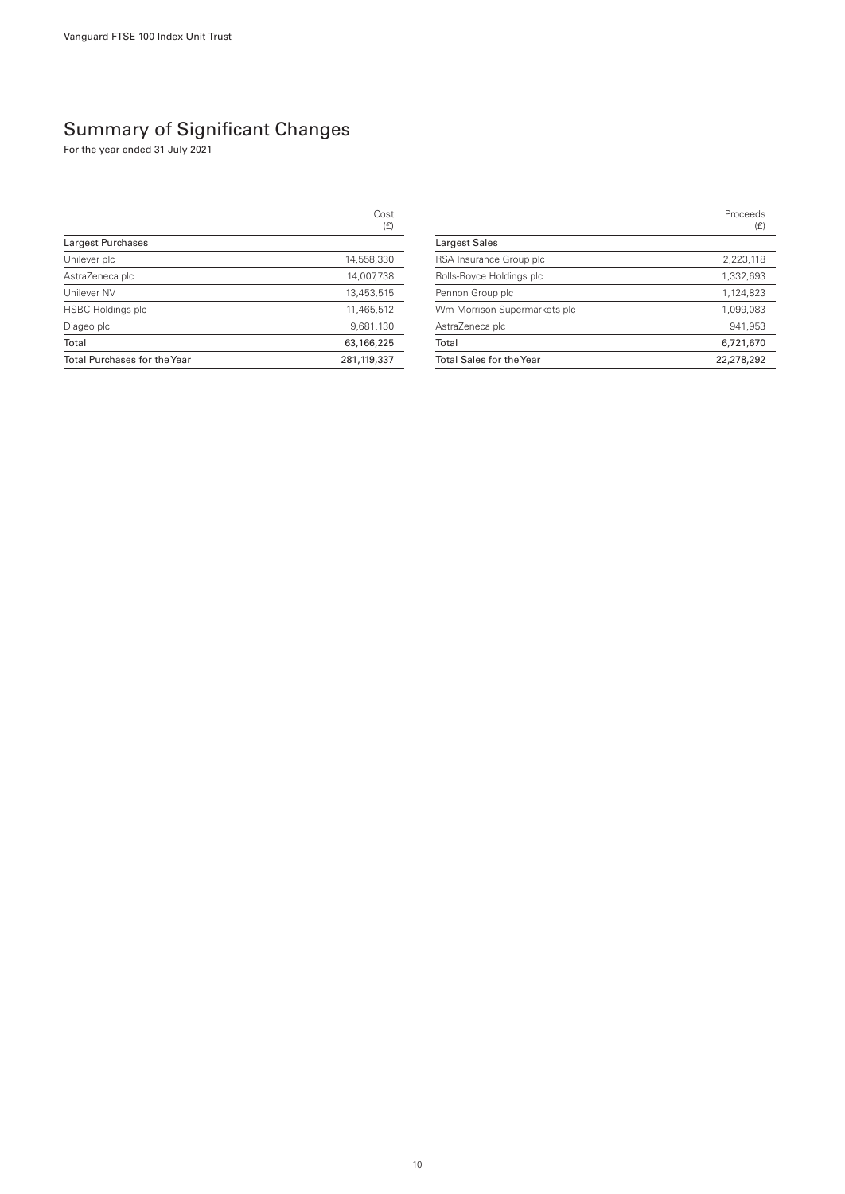# Summary of Significant Changes

For the year ended 31 July 2021

| | Cost (£) |
|---|---|
| **Largest Purchases** | |
| Unilever plc | 14,558,330 |
| AstraZeneca plc | 14,007,738 |
| Unilever NV | 13,453,515 |
| HSBC Holdings plc | 11,465,512 |
| Diageo plc | 9,681,130 |
| Total | 63,166,225 |
| Total Purchases for the Year | 281,119,337 |

| | Proceeds (£) |
|---|---|
| **Largest Sales** | |
| RSA Insurance Group plc | 2,223,118 |
| Rolls-Royce Holdings plc | 1,332,693 |
| Pennon Group plc | 1,124,823 |
| Wm Morrison Supermarkets plc | 1,099,083 |
| AstraZeneca plc | 941,953 |
| Total | 6,721,670 |
| Total Sales for the Year | 22,278,292 |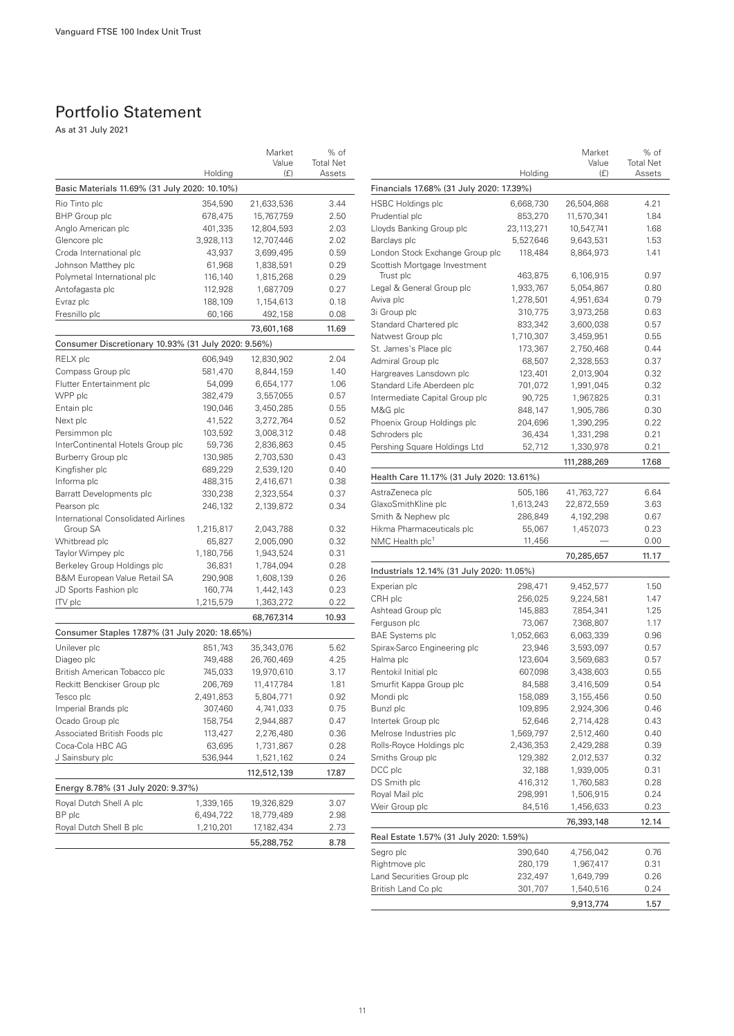## Portfolio Statement

As at 31 July 2021

| | Holding | Market Value (£) | % of Total Net Assets |
|---|---|---|---|
| **Basic Materials 11.69% (31 July 2020: 10.10%)** | | | |
| Rio Tinto plc | 354,590 | 21,633,536 | 3.44 |
| BHP Group plc | 678,475 | 15,767,759 | 2.50 |
| Anglo American plc | 401,335 | 12,804,593 | 2.03 |
| Glencore plc | 3,928,113 | 12,707,446 | 2.02 |
| Croda International plc | 43,937 | 3,699,495 | 0.59 |
| Johnson Matthey plc | 61,968 | 1,838,591 | 0.29 |
| Polymetal International plc | 116,140 | 1,815,268 | 0.29 |
| Antofagasta plc | 112,928 | 1,687,709 | 0.27 |
| Evraz plc | 188,109 | 1,154,613 | 0.18 |
| Fresnillo plc | 60,166 | 492,158 | 0.08 |
| | | 73,601,168 | 11.69 |
| **Consumer Discretionary 10.93% (31 July 2020: 9.56%)** | | | |
| RELX plc | 606,949 | 12,830,902 | 2.04 |
| Compass Group plc | 581,470 | 8,844,159 | 1.40 |
| Flutter Entertainment plc | 54,099 | 6,654,177 | 1.06 |
| WPP plc | 382,479 | 3,557,055 | 0.57 |
| Entain plc | 190,046 | 3,450,285 | 0.55 |
| Next plc | 41,522 | 3,272,764 | 0.52 |
| Persimmon plc | 103,592 | 3,008,312 | 0.48 |
| InterContinental Hotels Group plc | 59,736 | 2,836,863 | 0.45 |
| Burberry Group plc | 130,985 | 2,703,530 | 0.43 |
| Kingfisher plc | 689,229 | 2,539,120 | 0.40 |
| Informa plc | 488,315 | 2,416,671 | 0.38 |
| Barratt Developments plc | 330,238 | 2,323,554 | 0.37 |
| Pearson plc | 246,132 | 2,139,872 | 0.34 |
| International Consolidated Airlines Group SA | 1,215,817 | 2,043,788 | 0.32 |
| Whitbread plc | 65,827 | 2,005,090 | 0.32 |
| Taylor Wimpey plc | 1,180,756 | 1,943,524 | 0.31 |
| Berkeley Group Holdings plc | 36,831 | 1,784,094 | 0.28 |
| B&M European Value Retail SA | 290,908 | 1,608,139 | 0.26 |
| JD Sports Fashion plc | 160,774 | 1,442,143 | 0.23 |
| ITV plc | 1,215,579 | 1,363,272 | 0.22 |
| | | 68,767,314 | 10.93 |
| **Consumer Staples 17.87% (31 July 2020: 18.65%)** | | | |
| Unilever plc | 851,743 | 35,343,076 | 5.62 |
| Diageo plc | 749,488 | 26,760,469 | 4.25 |
| British American Tobacco plc | 745,033 | 19,970,610 | 3.17 |
| Reckitt Benckiser Group plc | 206,769 | 11,417,784 | 1.81 |
| Tesco plc | 2,491,853 | 5,804,771 | 0.92 |
| Imperial Brands plc | 307,460 | 4,741,033 | 0.75 |
| Ocado Group plc | 158,754 | 2,944,887 | 0.47 |
| Associated British Foods plc | 113,427 | 2,276,480 | 0.36 |
| Coca-Cola HBC AG | 63,695 | 1,731,867 | 0.28 |
| J Sainsbury plc | 536,944 | 1,521,162 | 0.24 |
| | | 112,512,139 | 17.87 |
| **Energy 8.78% (31 July 2020: 9.37%)** | | | |
| Royal Dutch Shell A plc | 1,339,165 | 19,326,829 | 3.07 |
| BP plc | 6,494,722 | 18,779,489 | 2.98 |
| Royal Dutch Shell B plc | 1,210,201 | 17,182,434 | 2.73 |
| | | 55,288,752 | 8.78 |
| **Financials 17.68% (31 July 2020: 17.39%)** | | | |
| HSBC Holdings plc | 6,668,730 | 26,504,868 | 4.21 |
| Prudential plc | 853,270 | 11,570,341 | 1.84 |
| Lloyds Banking Group plc | 23,113,271 | 10,547,741 | 1.68 |
| Barclays plc | 5,527,646 | 9,643,531 | 1.53 |
| London Stock Exchange Group plc | 118,484 | 8,864,973 | 1.41 |
| Scottish Mortgage Investment Trust plc | 463,875 | 6,106,915 | 0.97 |
| Legal & General Group plc | 1,933,767 | 5,054,867 | 0.80 |
| Aviva plc | 1,278,501 | 4,951,634 | 0.79 |
| 3i Group plc | 310,775 | 3,973,258 | 0.63 |
| Standard Chartered plc | 833,342 | 3,600,038 | 0.57 |
| Natwest Group plc | 1,710,307 | 3,459,951 | 0.55 |
| St. James's Place plc | 173,367 | 2,750,468 | 0.44 |
| Admiral Group plc | 68,507 | 2,328,553 | 0.37 |
| Hargreaves Lansdown plc | 123,401 | 2,013,904 | 0.32 |
| Standard Life Aberdeen plc | 701,072 | 1,991,045 | 0.32 |
| Intermediate Capital Group plc | 90,725 | 1,967,825 | 0.31 |
| M&G plc | 848,147 | 1,905,786 | 0.30 |
| Phoenix Group Holdings plc | 204,696 | 1,390,295 | 0.22 |
| Schroders plc | 36,434 | 1,331,298 | 0.21 |
| Pershing Square Holdings Ltd | 52,712 | 1,330,978 | 0.21 |
| | | 111,288,269 | 17.68 |
| **Health Care 11.17% (31 July 2020: 13.61%)** | | | |
| AstraZeneca plc | 505,186 | 41,763,727 | 6.64 |
| GlaxoSmithKline plc | 1,613,243 | 22,872,559 | 3.63 |
| Smith & Nephew plc | 286,849 | 4,192,298 | 0.67 |
| Hikma Pharmaceuticals plc | 55,067 | 1,457,073 | 0.23 |
| NMC Health plc[1] | 11,456 | — | 0.00 |
| | | 70,285,657 | 11.17 |
| **Industrials 12.14% (31 July 2020: 11.05%)** | | | |
| Experian plc | 298,471 | 9,452,577 | 1.50 |
| CRH plc | 256,025 | 9,224,581 | 1.47 |
| Ashtead Group plc | 145,883 | 7,854,341 | 1.25 |
| Ferguson plc | 73,067 | 7,368,807 | 1.17 |
| BAE Systems plc | 1,052,663 | 6,063,339 | 0.96 |
| Spirax-Sarco Engineering plc | 23,946 | 3,593,097 | 0.57 |
| Halma plc | 123,604 | 3,569,683 | 0.57 |
| Rentokil Initial plc | 607,098 | 3,438,603 | 0.55 |
| Smurfit Kappa Group plc | 84,588 | 3,416,509 | 0.54 |
| Mondi plc | 158,089 | 3,155,456 | 0.50 |
| Bunzl plc | 109,895 | 2,924,306 | 0.46 |
| Intertek Group plc | 52,646 | 2,714,428 | 0.43 |
| Melrose Industries plc | 1,569,797 | 2,512,460 | 0.40 |
| Rolls-Royce Holdings plc | 2,436,353 | 2,429,288 | 0.39 |
| Smiths Group plc | 129,382 | 2,012,537 | 0.32 |
| DCC plc | 32,188 | 1,939,005 | 0.31 |
| DS Smith plc | 416,312 | 1,760,583 | 0.28 |
| Royal Mail plc | 298,991 | 1,506,915 | 0.24 |
| Weir Group plc | 84,516 | 1,456,633 | 0.23 |
| | | 76,393,148 | 12.14 |
| **Real Estate 1.57% (31 July 2020: 1.59%)** | | | |
| Segro plc | 390,640 | 4,756,042 | 0.76 |
| Rightmove plc | 280,179 | 1,967,417 | 0.31 |
| Land Securities Group plc | 232,497 | 1,649,799 | 0.26 |
| British Land Co plc | 301,707 | 1,540,516 | 0.24 |
| | | 9,913,774 | 1.57 |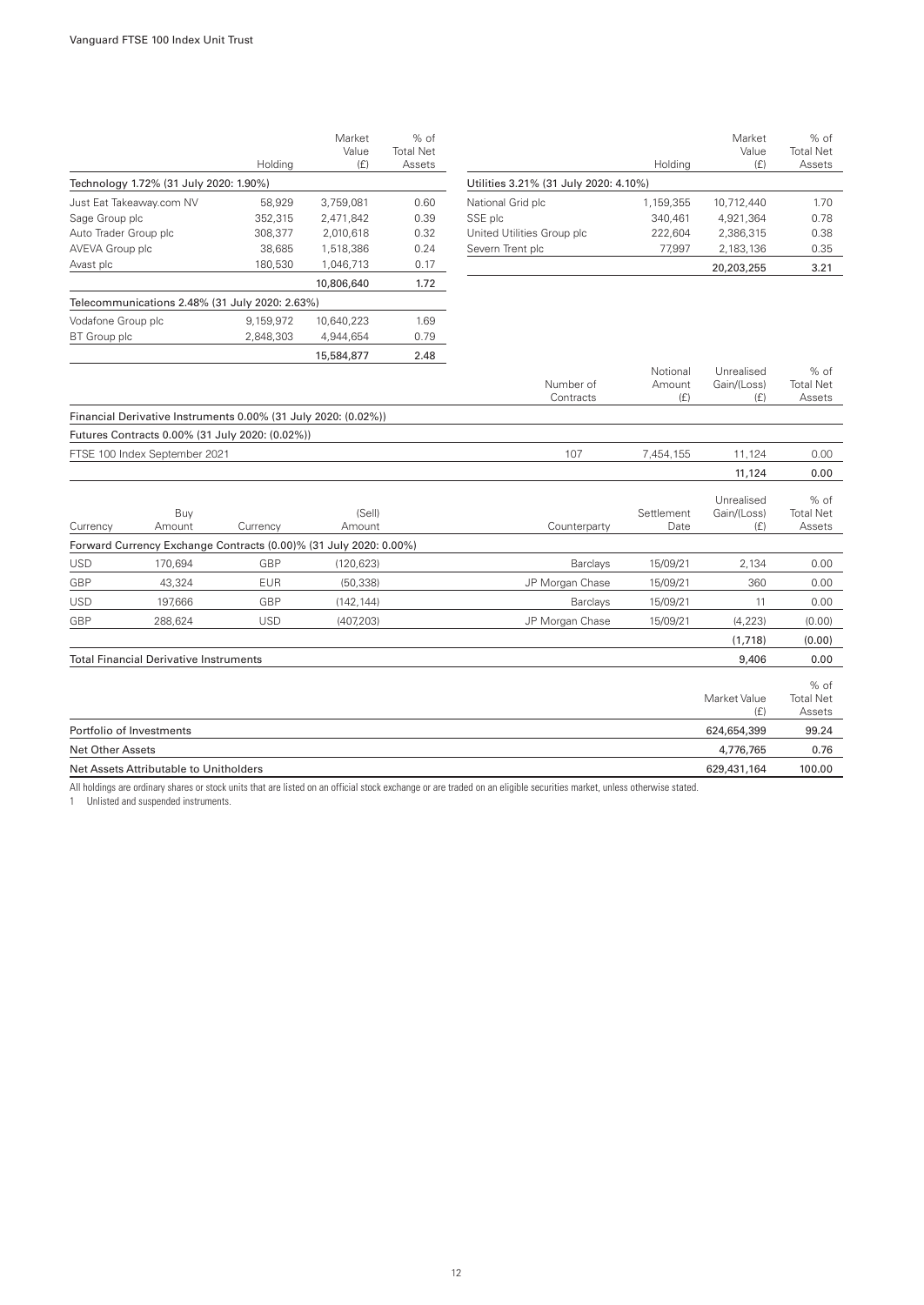| | Holding | Market Value (£) | % of Total Net Assets |
|---|---|---|---|
| **Technology 1.72% (31 July 2020: 1.90%)** | | | |
| Just Eat Takeaway.com NV | 58,929 | 3,759,081 | 0.60 |
| Sage Group plc | 352,315 | 2,471,842 | 0.39 |
| Auto Trader Group plc | 308,377 | 2,010,618 | 0.32 |
| AVEVA Group plc | 38,685 | 1,518,386 | 0.24 |
| Avast plc | 180,530 | 1,046,713 | 0.17 |
| | | 10,806,640 | 1.72 |
| **Telecommunications 2.48% (31 July 2020: 2.63%)** | | | |
| Vodafone Group plc | 9,159,972 | 10,640,223 | 1.69 |
| BT Group plc | 2,848,303 | 4,944,654 | 0.79 |
| | | 15,584,877 | 2.48 |
| **Utilities 3.21% (31 July 2020: 4.10%)** | | | |
| National Grid plc | 1,159,355 | 10,712,440 | 1.70 |
| SSE plc | 340,461 | 4,921,364 | 0.78 |
| United Utilities Group plc | 222,604 | 2,386,315 | 0.38 |
| Severn Trent plc | 77,997 | 2,183,136 | 0.35 |
| | | 20,203,255 | 3.21 |

| | Number of Contracts | Notional Amount (£) | Unrealised Gain/(Loss) (£) | % of Total Net Assets |
|---|---|---|---|---|
| **Financial Derivative Instruments 0.00% (31 July 2020: (0.02%))** | | | | |
| **Futures Contracts 0.00% (31 July 2020: (0.02%))** | | | | |
| FTSE 100 Index September 2021 | 107 | 7,454,155 | 11,124 | 0.00 |
| | | | 11,124 | 0.00 |

| Currency | Buy Amount | Currency | (Sell) Amount | Counterparty | Settlement Date | Unrealised Gain/(Loss) (£) | % of Total Net Assets |
|---|---|---|---|---|---|---|---|
| **Forward Currency Exchange Contracts (0.00)% (31 July 2020: 0.00%)** | | | | | | | |
| USD | 170,694 | GBP | (120,623) | Barclays | 15/09/21 | 2,134 | 0.00 |
| GBP | 43,324 | EUR | (50,338) | JP Morgan Chase | 15/09/21 | 360 | 0.00 |
| USD | 197,666 | GBP | (142,144) | Barclays | 15/09/21 | 11 | 0.00 |
| GBP | 288,624 | USD | (407,203) | JP Morgan Chase | 15/09/21 | (4,223) | (0.00) |
| | | | | | | (1,718) | (0.00) |
| **Total Financial Derivative Instruments** | | | | | | 9,406 | 0.00 |

| | Market Value (£) | % of Total Net Assets |
|---|---|---|
| Portfolio of Investments | 624,654,399 | 99.24 |
| Net Other Assets | 4,776,765 | 0.76 |
| Net Assets Attributable to Unitholders | 629,431,164 | 100.00 |

All holdings are ordinary shares or stock units that are listed on an official stock exchange or are traded on an eligible securities market, unless otherwise stated.

1 Unlisted and suspended instruments.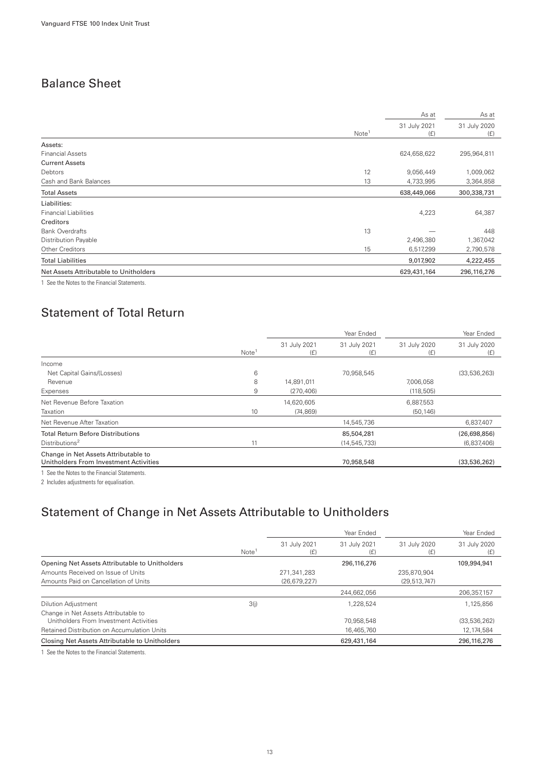## Balance Sheet

| | Note[1] | As at 31 July 2021 (£) | As at 31 July 2020 (£) |
|---|---|---|---|
| Assets: | | | |
| Financial Assets | | 624,658,622 | 295,964,811 |
| Current Assets | | | |
| Debtors | 12 | 9,056,449 | 1,009,062 |
| Cash and Bank Balances | 13 | 4,733,995 | 3,364,858 |
| Total Assets | | 638,449,066 | 300,338,731 |
| Liabilities: | | | |
| Financial Liabilities | | 4,223 | 64,387 |
| Creditors | | | |
| Bank Overdrafts | 13 | — | 448 |
| Distribution Payable | | 2,496,380 | 1,367,042 |
| Other Creditors | 15 | 6,517,299 | 2,790,578 |
| Total Liabilities | | 9,017,902 | 4,222,455 |
| Net Assets Attributable to Unitholders | | 629,431,164 | 296,116,276 |

1 See the Notes to the Financial Statements.

## Statement of Total Return

| | Note[1] | Year Ended 31 July 2021 (£) | Year Ended 31 July 2021 (£) | Year Ended 31 July 2020 (£) | Year Ended 31 July 2020 (£) |
|---|---|---|---|---|---|
| Income | | | | | |
| Net Capital Gains/(Losses) | 6 | | 70,958,545 | | (33,536,263) |
| Revenue | 8 | 14,891,011 | | 7,006,058 | |
| Expenses | 9 | (270,406) | | (118,505) | |
| Net Revenue Before Taxation | | 14,620,605 | | 6,887,553 | |
| Taxation | 10 | (74,869) | | (50,146) | |
| Net Revenue After Taxation | | | 14,545,736 | | 6,837,407 |
| Total Return Before Distributions | | | 85,504,281 | | (26,698,856) |
| Distributions[2] | 11 | | (14,545,733) | | (6,837,406) |
| Change in Net Assets Attributable to Unitholders From Investment Activities | | | 70,958,548 | | (33,536,262) |

1 See the Notes to the Financial Statements.

2 Includes adjustments for equalisation.

## Statement of Change in Net Assets Attributable to Unitholders

| | Note[1] | Year Ended 31 July 2021 (£) | Year Ended 31 July 2021 (£) | Year Ended 31 July 2020 (£) | Year Ended 31 July 2020 (£) |
|---|---|---|---|---|---|
| Opening Net Assets Attributable to Unitholders | | | 296,116,276 | | 109,994,941 |
| Amounts Received on Issue of Units | | 271,341,283 | | 235,870,904 | |
| Amounts Paid on Cancellation of Units | | (26,679,227) | | (29,513,747) | |
| | | | 244,662,056 | | 206,357,157 |
| Dilution Adjustment | 3(j) | | 1,228,524 | | 1,125,856 |
| Change in Net Assets Attributable to Unitholders From Investment Activities | | | 70,958,548 | | (33,536,262) |
| Retained Distribution on Accumulation Units | | | 16,465,760 | | 12,174,584 |
| Closing Net Assets Attributable to Unitholders | | | 629,431,164 | | 296,116,276 |

1 See the Notes to the Financial Statements.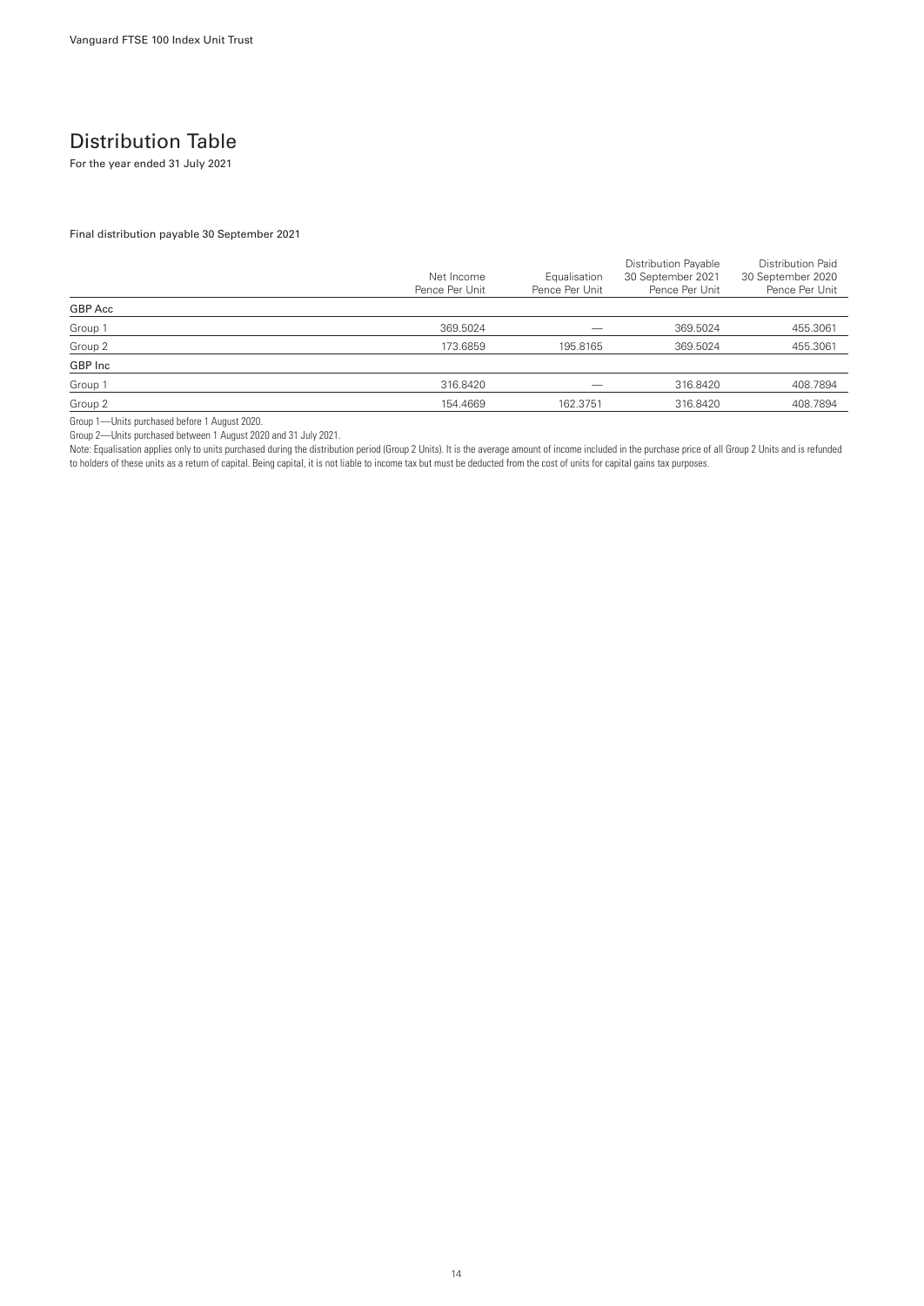# Distribution Table

For the year ended 31 July 2021

Final distribution payable 30 September 2021

| | Net Income Pence Per Unit | Equalisation Pence Per Unit | Distribution Payable 30 September 2021 Pence Per Unit | Distribution Paid 30 September 2020 Pence Per Unit |
|---|---|---|---|---|
| **GBP Acc** | | | | |
| Group 1 | 369.5024 | — | 369.5024 | 455.3061 |
| Group 2 | 173.6859 | 195.8165 | 369.5024 | 455.3061 |
| **GBP Inc** | | | | |
| Group 1 | 316.8420 | — | 316.8420 | 408.7894 |
| Group 2 | 154.4669 | 162.3751 | 316.8420 | 408.7894 |

Group 1—Units purchased before 1 August 2020.

Group 2—Units purchased between 1 August 2020 and 31 July 2021.

Note: Equalisation applies only to units purchased during the distribution period (Group 2 Units). It is the average amount of income included in the purchase price of all Group 2 Units and is refunded to holders of these units as a return of capital. Being capital, it is not liable to income tax but must be deducted from the cost of units for capital gains tax purposes.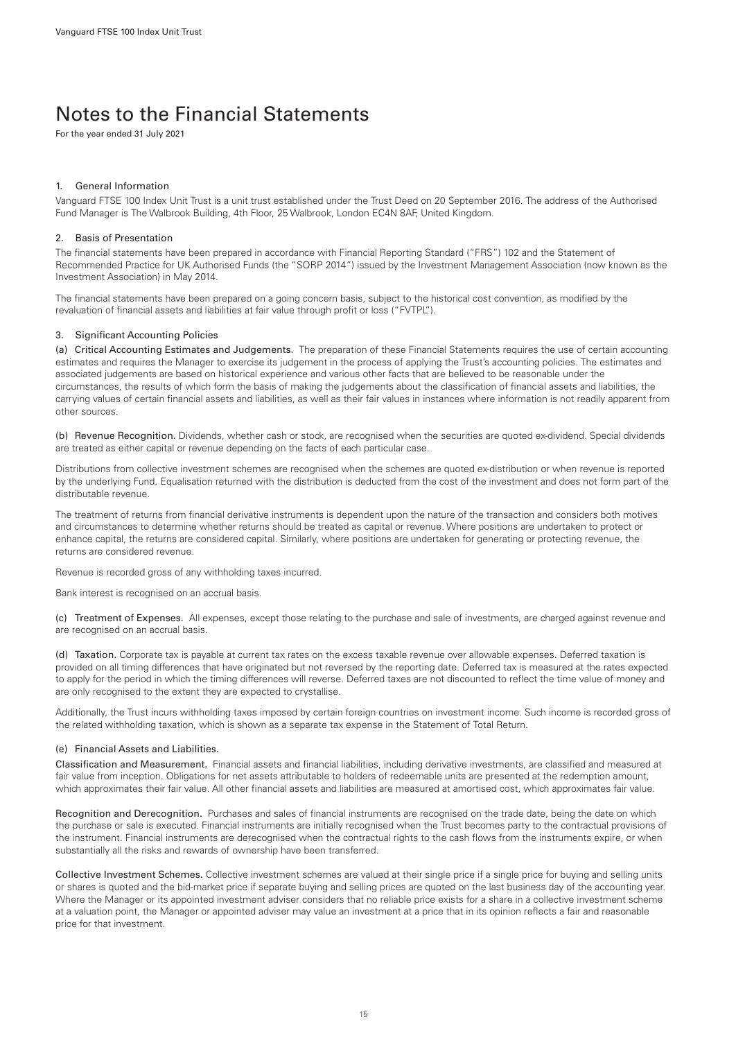# Notes to the Financial Statements

For the year ended 31 July 2021

## 1. General Information

Vanguard FTSE 100 Index Unit Trust is a unit trust established under the Trust Deed on 20 September 2016. The address of the Authorised Fund Manager is The Walbrook Building, 4th Floor, 25 Walbrook, London EC4N 8AF, United Kingdom.

## 2. Basis of Presentation

The financial statements have been prepared in accordance with Financial Reporting Standard ("FRS") 102 and the Statement of Recommended Practice for UK Authorised Funds (the "SORP 2014") issued by the Investment Management Association (now known as the Investment Association) in May 2014.

The financial statements have been prepared on a going concern basis, subject to the historical cost convention, as modified by the revaluation of financial assets and liabilities at fair value through profit or loss ("FVTPL").

## 3. Significant Accounting Policies

(a) Critical Accounting Estimates and Judgements. The preparation of these Financial Statements requires the use of certain accounting estimates and requires the Manager to exercise its judgement in the process of applying the Trust's accounting policies. The estimates and associated judgements are based on historical experience and various other facts that are believed to be reasonable under the circumstances, the results of which form the basis of making the judgements about the classification of financial assets and liabilities, the carrying values of certain financial assets and liabilities, as well as their fair values in instances where information is not readily apparent from other sources.

(b) Revenue Recognition. Dividends, whether cash or stock, are recognised when the securities are quoted ex-dividend. Special dividends are treated as either capital or revenue depending on the facts of each particular case.

Distributions from collective investment schemes are recognised when the schemes are quoted ex-distribution or when revenue is reported by the underlying Fund. Equalisation returned with the distribution is deducted from the cost of the investment and does not form part of the distributable revenue.

The treatment of returns from financial derivative instruments is dependent upon the nature of the transaction and considers both motives and circumstances to determine whether returns should be treated as capital or revenue. Where positions are undertaken to protect or enhance capital, the returns are considered capital. Similarly, where positions are undertaken for generating or protecting revenue, the returns are considered revenue.

Revenue is recorded gross of any withholding taxes incurred.

Bank interest is recognised on an accrual basis.

(c) Treatment of Expenses. All expenses, except those relating to the purchase and sale of investments, are charged against revenue and are recognised on an accrual basis.

(d) Taxation. Corporate tax is payable at current tax rates on the excess taxable revenue over allowable expenses. Deferred taxation is provided on all timing differences that have originated but not reversed by the reporting date. Deferred tax is measured at the rates expected to apply for the period in which the timing differences will reverse. Deferred taxes are not discounted to reflect the time value of money and are only recognised to the extent they are expected to crystallise.

Additionally, the Trust incurs withholding taxes imposed by certain foreign countries on investment income. Such income is recorded gross of the related withholding taxation, which is shown as a separate tax expense in the Statement of Total Return.

(e) Financial Assets and Liabilities.

Classification and Measurement. Financial assets and financial liabilities, including derivative investments, are classified and measured at fair value from inception. Obligations for net assets attributable to holders of redeemable units are presented at the redemption amount, which approximates their fair value. All other financial assets and liabilities are measured at amortised cost, which approximates fair value.

Recognition and Derecognition. Purchases and sales of financial instruments are recognised on the trade date, being the date on which the purchase or sale is executed. Financial instruments are initially recognised when the Trust becomes party to the contractual provisions of the instrument. Financial instruments are derecognised when the contractual rights to the cash flows from the instruments expire, or when substantially all the risks and rewards of ownership have been transferred.

Collective Investment Schemes. Collective investment schemes are valued at their single price if a single price for buying and selling units or shares is quoted and the bid-market price if separate buying and selling prices are quoted on the last business day of the accounting year. Where the Manager or its appointed investment adviser considers that no reliable price exists for a share in a collective investment scheme at a valuation point, the Manager or appointed adviser may value an investment at a price that in its opinion reflects a fair and reasonable price for that investment.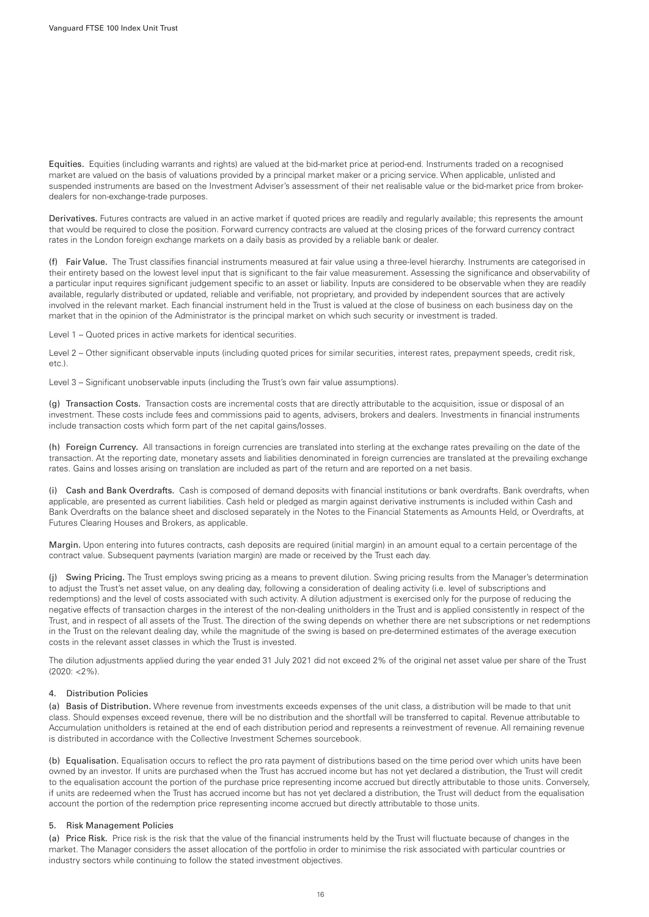**Equities.** Equities (including warrants and rights) are valued at the bid-market price at period-end. Instruments traded on a recognised market are valued on the basis of valuations provided by a principal market maker or a pricing service. When applicable, unlisted and suspended instruments are based on the Investment Adviser's assessment of their net realisable value or the bid-market price from broker-dealers for non-exchange-trade purposes.

**Derivatives.** Futures contracts are valued in an active market if quoted prices are readily and regularly available; this represents the amount that would be required to close the position. Forward currency contracts are valued at the closing prices of the forward currency contract rates in the London foreign exchange markets on a daily basis as provided by a reliable bank or dealer.

**(f) Fair Value.** The Trust classifies financial instruments measured at fair value using a three-level hierarchy. Instruments are categorised in their entirety based on the lowest level input that is significant to the fair value measurement. Assessing the significance and observability of a particular input requires significant judgement specific to an asset or liability. Inputs are considered to be observable when they are readily available, regularly distributed or updated, reliable and verifiable, not proprietary, and provided by independent sources that are actively involved in the relevant market. Each financial instrument held in the Trust is valued at the close of business on each business day on the market that in the opinion of the Administrator is the principal market on which such security or investment is traded.

Level 1 – Quoted prices in active markets for identical securities.

Level 2 – Other significant observable inputs (including quoted prices for similar securities, interest rates, prepayment speeds, credit risk, etc.).

Level 3 – Significant unobservable inputs (including the Trust's own fair value assumptions).

**(g) Transaction Costs.** Transaction costs are incremental costs that are directly attributable to the acquisition, issue or disposal of an investment. These costs include fees and commissions paid to agents, advisers, brokers and dealers. Investments in financial instruments include transaction costs which form part of the net capital gains/losses.

**(h) Foreign Currency.** All transactions in foreign currencies are translated into sterling at the exchange rates prevailing on the date of the transaction. At the reporting date, monetary assets and liabilities denominated in foreign currencies are translated at the prevailing exchange rates. Gains and losses arising on translation are included as part of the return and are reported on a net basis.

**(i) Cash and Bank Overdrafts.** Cash is composed of demand deposits with financial institutions or bank overdrafts. Bank overdrafts, when applicable, are presented as current liabilities. Cash held or pledged as margin against derivative instruments is included within Cash and Bank Overdrafts on the balance sheet and disclosed separately in the Notes to the Financial Statements as Amounts Held, or Overdrafts, at Futures Clearing Houses and Brokers, as applicable.

**Margin.** Upon entering into futures contracts, cash deposits are required (initial margin) in an amount equal to a certain percentage of the contract value. Subsequent payments (variation margin) are made or received by the Trust each day.

**(j) Swing Pricing.** The Trust employs swing pricing as a means to prevent dilution. Swing pricing results from the Manager's determination to adjust the Trust's net asset value, on any dealing day, following a consideration of dealing activity (i.e. level of subscriptions and redemptions) and the level of costs associated with such activity. A dilution adjustment is exercised only for the purpose of reducing the negative effects of transaction charges in the interest of the non-dealing unitholders in the Trust and is applied consistently in respect of the Trust, and in respect of all assets of the Trust. The direction of the swing depends on whether there are net subscriptions or net redemptions in the Trust on the relevant dealing day, while the magnitude of the swing is based on pre-determined estimates of the average execution costs in the relevant asset classes in which the Trust is invested.

The dilution adjustments applied during the year ended 31 July 2021 did not exceed 2% of the original net asset value per share of the Trust (2020: <2%).

## 4. Distribution Policies

**(a) Basis of Distribution.** Where revenue from investments exceeds expenses of the unit class, a distribution will be made to that unit class. Should expenses exceed revenue, there will be no distribution and the shortfall will be transferred to capital. Revenue attributable to Accumulation unitholders is retained at the end of each distribution period and represents a reinvestment of revenue. All remaining revenue is distributed in accordance with the Collective Investment Schemes sourcebook.

**(b) Equalisation.** Equalisation occurs to reflect the pro rata payment of distributions based on the time period over which units have been owned by an investor. If units are purchased when the Trust has accrued income but has not yet declared a distribution, the Trust will credit to the equalisation account the portion of the purchase price representing income accrued but directly attributable to those units. Conversely, if units are redeemed when the Trust has accrued income but has not yet declared a distribution, the Trust will deduct from the equalisation account the portion of the redemption price representing income accrued but directly attributable to those units.

## 5. Risk Management Policies

**(a) Price Risk.** Price risk is the risk that the value of the financial instruments held by the Trust will fluctuate because of changes in the market. The Manager considers the asset allocation of the portfolio in order to minimise the risk associated with particular countries or industry sectors while continuing to follow the stated investment objectives.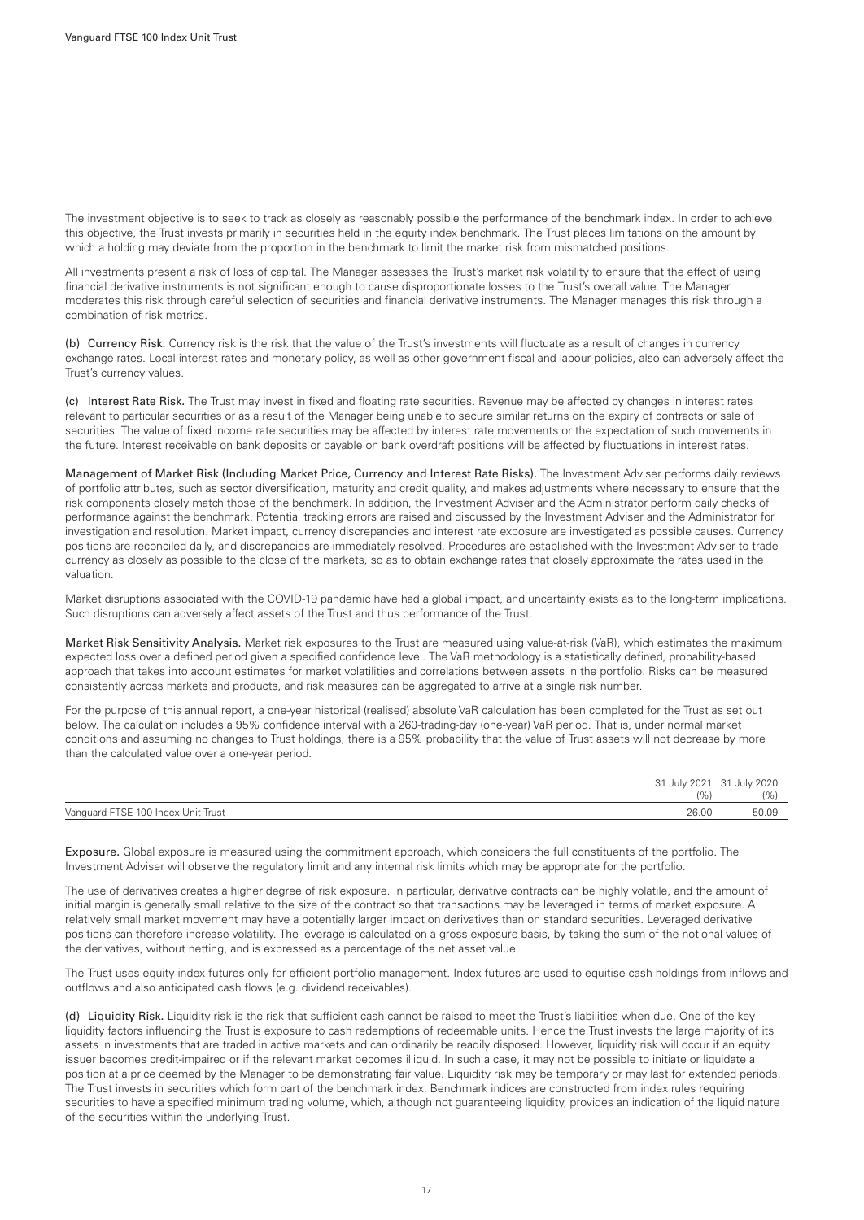The investment objective is to seek to track as closely as reasonably possible the performance of the benchmark index. In order to achieve this objective, the Trust invests primarily in securities held in the equity index benchmark. The Trust places limitations on the amount by which a holding may deviate from the proportion in the benchmark to limit the market risk from mismatched positions.

All investments present a risk of loss of capital. The Manager assesses the Trust's market risk volatility to ensure that the effect of using financial derivative instruments is not significant enough to cause disproportionate losses to the Trust's overall value. The Manager moderates this risk through careful selection of securities and financial derivative instruments. The Manager manages this risk through a combination of risk metrics.

**(b) Currency Risk.** Currency risk is the risk that the value of the Trust's investments will fluctuate as a result of changes in currency exchange rates. Local interest rates and monetary policy, as well as other government fiscal and labour policies, also can adversely affect the Trust's currency values.

**(c) Interest Rate Risk.** The Trust may invest in fixed and floating rate securities. Revenue may be affected by changes in interest rates relevant to particular securities or as a result of the Manager being unable to secure similar returns on the expiry of contracts or sale of securities. The value of fixed income rate securities may be affected by interest rate movements or the expectation of such movements in the future. Interest receivable on bank deposits or payable on bank overdraft positions will be affected by fluctuations in interest rates.

**Management of Market Risk (Including Market Price, Currency and Interest Rate Risks).** The Investment Adviser performs daily reviews of portfolio attributes, such as sector diversification, maturity and credit quality, and makes adjustments where necessary to ensure that the risk components closely match those of the benchmark. In addition, the Investment Adviser and the Administrator perform daily checks of performance against the benchmark. Potential tracking errors are raised and discussed by the Investment Adviser and the Administrator for investigation and resolution. Market impact, currency discrepancies and interest rate exposure are investigated as possible causes. Currency positions are reconciled daily, and discrepancies are immediately resolved. Procedures are established with the Investment Adviser to trade currency as closely as possible to the close of the markets, so as to obtain exchange rates that closely approximate the rates used in the valuation.

Market disruptions associated with the COVID-19 pandemic have had a global impact, and uncertainty exists as to the long-term implications. Such disruptions can adversely affect assets of the Trust and thus performance of the Trust.

**Market Risk Sensitivity Analysis.** Market risk exposures to the Trust are measured using value-at-risk (VaR), which estimates the maximum expected loss over a defined period given a specified confidence level. The VaR methodology is a statistically defined, probability-based approach that takes into account estimates for market volatilities and correlations between assets in the portfolio. Risks can be measured consistently across markets and products, and risk measures can be aggregated to arrive at a single risk number.

For the purpose of this annual report, a one-year historical (realised) absolute VaR calculation has been completed for the Trust as set out below. The calculation includes a 95% confidence interval with a 260-trading-day (one-year) VaR period. That is, under normal market conditions and assuming no changes to Trust holdings, there is a 95% probability that the value of Trust assets will not decrease by more than the calculated value over a one-year period.

| | 31 July 2021 (%) | 31 July 2020 (%) |
|---|---|---|
| Vanguard FTSE 100 Index Unit Trust | 26.00 | 50.09 |

**Exposure.** Global exposure is measured using the commitment approach, which considers the full constituents of the portfolio. The Investment Adviser will observe the regulatory limit and any internal risk limits which may be appropriate for the portfolio.

The use of derivatives creates a higher degree of risk exposure. In particular, derivative contracts can be highly volatile, and the amount of initial margin is generally small relative to the size of the contract so that transactions may be leveraged in terms of market exposure. A relatively small market movement may have a potentially larger impact on derivatives than on standard securities. Leveraged derivative positions can therefore increase volatility. The leverage is calculated on a gross exposure basis, by taking the sum of the notional values of the derivatives, without netting, and is expressed as a percentage of the net asset value.

The Trust uses equity index futures only for efficient portfolio management. Index futures are used to equitise cash holdings from inflows and outflows and also anticipated cash flows (e.g. dividend receivables).

**(d) Liquidity Risk.** Liquidity risk is the risk that sufficient cash cannot be raised to meet the Trust's liabilities when due. One of the key liquidity factors influencing the Trust is exposure to cash redemptions of redeemable units. Hence the Trust invests the large majority of its assets in investments that are traded in active markets and can ordinarily be readily disposed. However, liquidity risk will occur if an equity issuer becomes credit-impaired or if the relevant market becomes illiquid. In such a case, it may not be possible to initiate or liquidate a position at a price deemed by the Manager to be demonstrating fair value. Liquidity risk may be temporary or may last for extended periods. The Trust invests in securities which form part of the benchmark index. Benchmark indices are constructed from index rules requiring securities to have a specified minimum trading volume, which, although not guaranteeing liquidity, provides an indication of the liquid nature of the securities within the underlying Trust.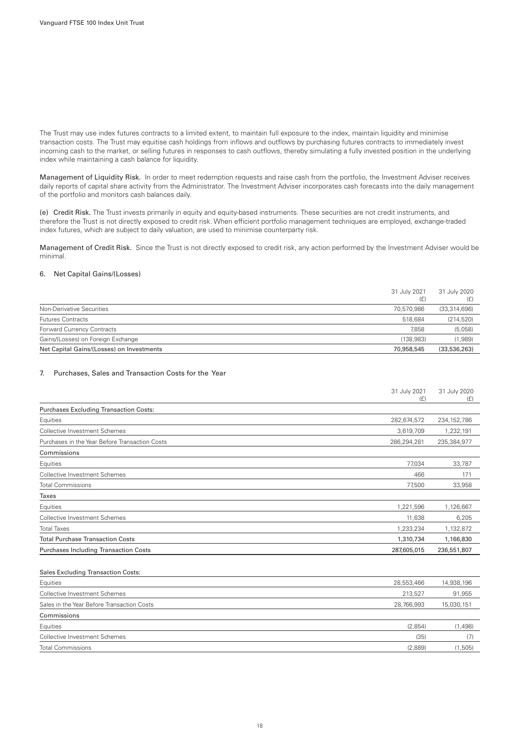The Trust may use index futures contracts to a limited extent, to maintain full exposure to the index, maintain liquidity and minimise transaction costs. The Trust may equitise cash holdings from inflows and outflows by purchasing futures contracts to immediately invest incoming cash to the market, or selling futures in responses to cash outflows, thereby simulating a fully invested position in the underlying index while maintaining a cash balance for liquidity.

**Management of Liquidity Risk.** In order to meet redemption requests and raise cash from the portfolio, the Investment Adviser receives daily reports of capital share activity from the Administrator. The Investment Adviser incorporates cash forecasts into the daily management of the portfolio and monitors cash balances daily.

**(e) Credit Risk.** The Trust invests primarily in equity and equity-based instruments. These securities are not credit instruments, and therefore the Trust is not directly exposed to credit risk. When efficient portfolio management techniques are employed, exchange-traded index futures, which are subject to daily valuation, are used to minimise counterparty risk.

**Management of Credit Risk.** Since the Trust is not directly exposed to credit risk, any action performed by the Investment Adviser would be minimal.

## 6. Net Capital Gains/(Losses)

| | 31 July 2021 (£) | 31 July 2020 (£) |
|---|---|---|
| Non-Derivative Securities | 70,570,986 | (33,314,696) |
| Futures Contracts | 518,684 | (214,520) |
| Forward Currency Contracts | 7,858 | (5,058) |
| Gains/(Losses) on Foreign Exchange | (138,983) | (1,989) |
| **Net Capital Gains/(Losses) on Investments** | **70,958,545** | **(33,536,263)** |

## 7. Purchases, Sales and Transaction Costs for the Year

| | 31 July 2021 (£) | 31 July 2020 (£) |
|---|---|---|
| **Purchases Excluding Transaction Costs:** | | |
| Equities | 282,674,572 | 234,152,786 |
| Collective Investment Schemes | 3,619,709 | 1,232,191 |
| Purchases in the Year Before Transaction Costs | 286,294,281 | 235,384,977 |
| **Commissions** | | |
| Equities | 77,034 | 33,787 |
| Collective Investment Schemes | 466 | 171 |
| Total Commissions | 77,500 | 33,958 |
| **Taxes** | | |
| Equities | 1,221,596 | 1,126,667 |
| Collective Investment Schemes | 11,638 | 6,205 |
| Total Taxes | 1,233,234 | 1,132,872 |
| **Total Purchase Transaction Costs** | **1,310,734** | **1,166,830** |
| **Purchases Including Transaction Costs** | **287,605,015** | **236,551,807** |
| | | |
| **Sales Excluding Transaction Costs:** | | |
| Equities | 28,553,466 | 14,938,196 |
| Collective Investment Schemes | 213,527 | 91,955 |
| Sales in the Year Before Transaction Costs | 28,766,993 | 15,030,151 |
| **Commissions** | | |
| Equities | (2,854) | (1,498) |
| Collective Investment Schemes | (35) | (7) |
| Total Commissions | (2,889) | (1,505) |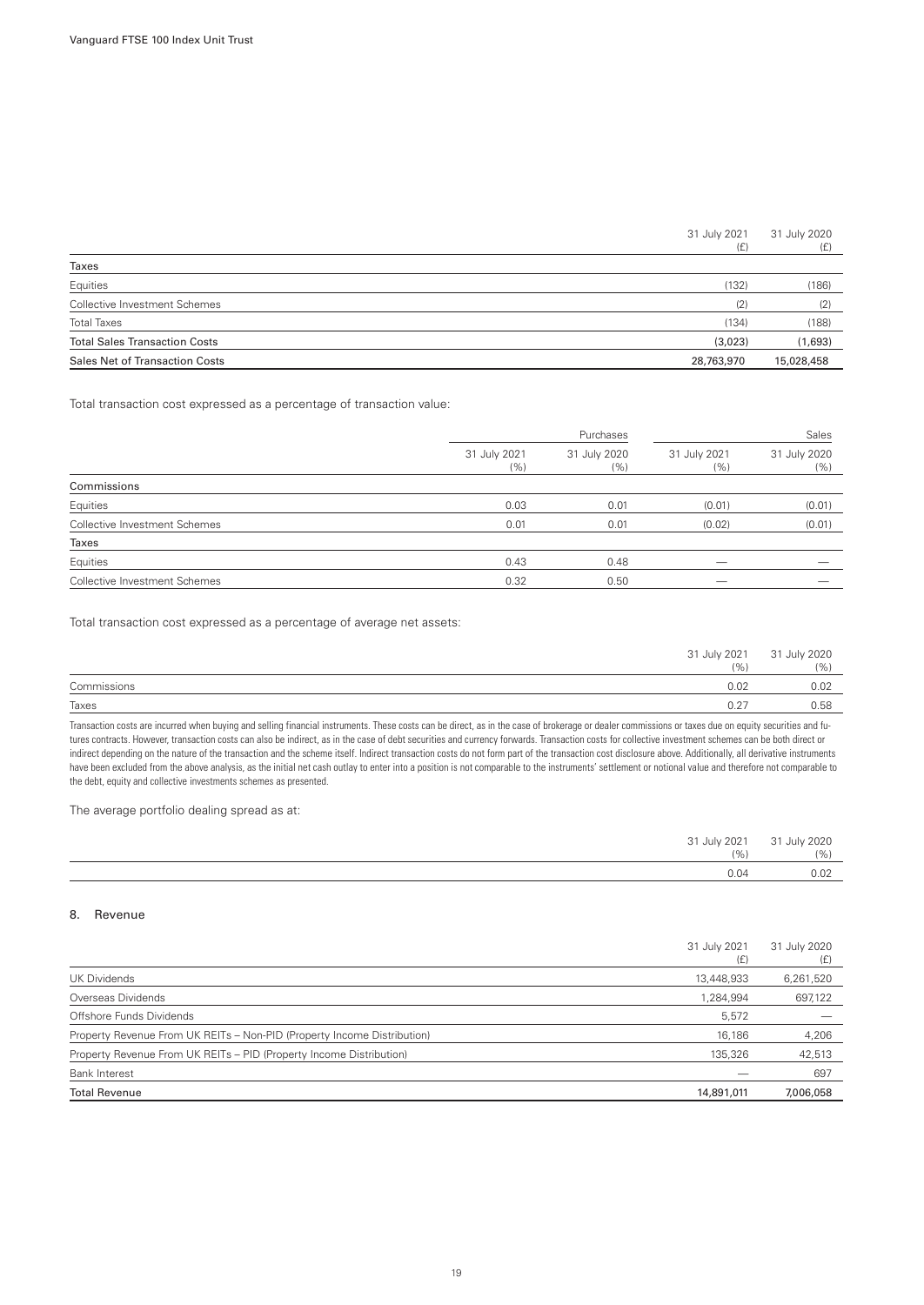| | 31 July 2021 (£) | 31 July 2020 (£) |
|---|---|---|
| **Taxes** | | |
| Equities | (132) | (186) |
| Collective Investment Schemes | (2) | (2) |
| Total Taxes | (134) | (188) |
| **Total Sales Transaction Costs** | (3,023) | (1,693) |
| **Sales Net of Transaction Costs** | 28,763,970 | 15,028,458 |

Total transaction cost expressed as a percentage of transaction value:

| | Purchases | | Sales | |
|---|---|---|---|---|
| | 31 July 2021 (%) | 31 July 2020 (%) | 31 July 2021 (%) | 31 July 2020 (%) |
| **Commissions** | | | | |
| Equities | 0.03 | 0.01 | (0.01) | (0.01) |
| Collective Investment Schemes | 0.01 | 0.01 | (0.02) | (0.01) |
| **Taxes** | | | | |
| Equities | 0.43 | 0.48 | — | — |
| Collective Investment Schemes | 0.32 | 0.50 | — | — |

Total transaction cost expressed as a percentage of average net assets:

| | 31 July 2021 (%) | 31 July 2020 (%) |
|---|---|---|
| Commissions | 0.02 | 0.02 |
| Taxes | 0.27 | 0.58 |

Transaction costs are incurred when buying and selling financial instruments. These costs can be direct, as in the case of brokerage or dealer commissions or taxes due on equity securities and futures contracts. However, transaction costs can also be indirect, as in the case of debt securities and currency forwards. Transaction costs for collective investment schemes can be both direct or indirect depending on the nature of the transaction and the scheme itself. Indirect transaction costs do not form part of the transaction cost disclosure above. Additionally, all derivative instruments have been excluded from the above analysis, as the initial net cash outlay to enter into a position is not comparable to the instruments' settlement or notional value and therefore not comparable to the debt, equity and collective investments schemes as presented.

The average portfolio dealing spread as at:

| | 31 July 2021 (%) | 31 July 2020 (%) |
|---|---|---|
| | 0.04 | 0.02 |

## 8. Revenue

| | 31 July 2021 (£) | 31 July 2020 (£) |
|---|---|---|
| UK Dividends | 13,448,933 | 6,261,520 |
| Overseas Dividends | 1,284,994 | 697,122 |
| Offshore Funds Dividends | 5,572 | — |
| Property Revenue From UK REITs – Non-PID (Property Income Distribution) | 16,186 | 4,206 |
| Property Revenue From UK REITs – PID (Property Income Distribution) | 135,326 | 42,513 |
| Bank Interest | — | 697 |
| **Total Revenue** | 14,891,011 | 7,006,058 |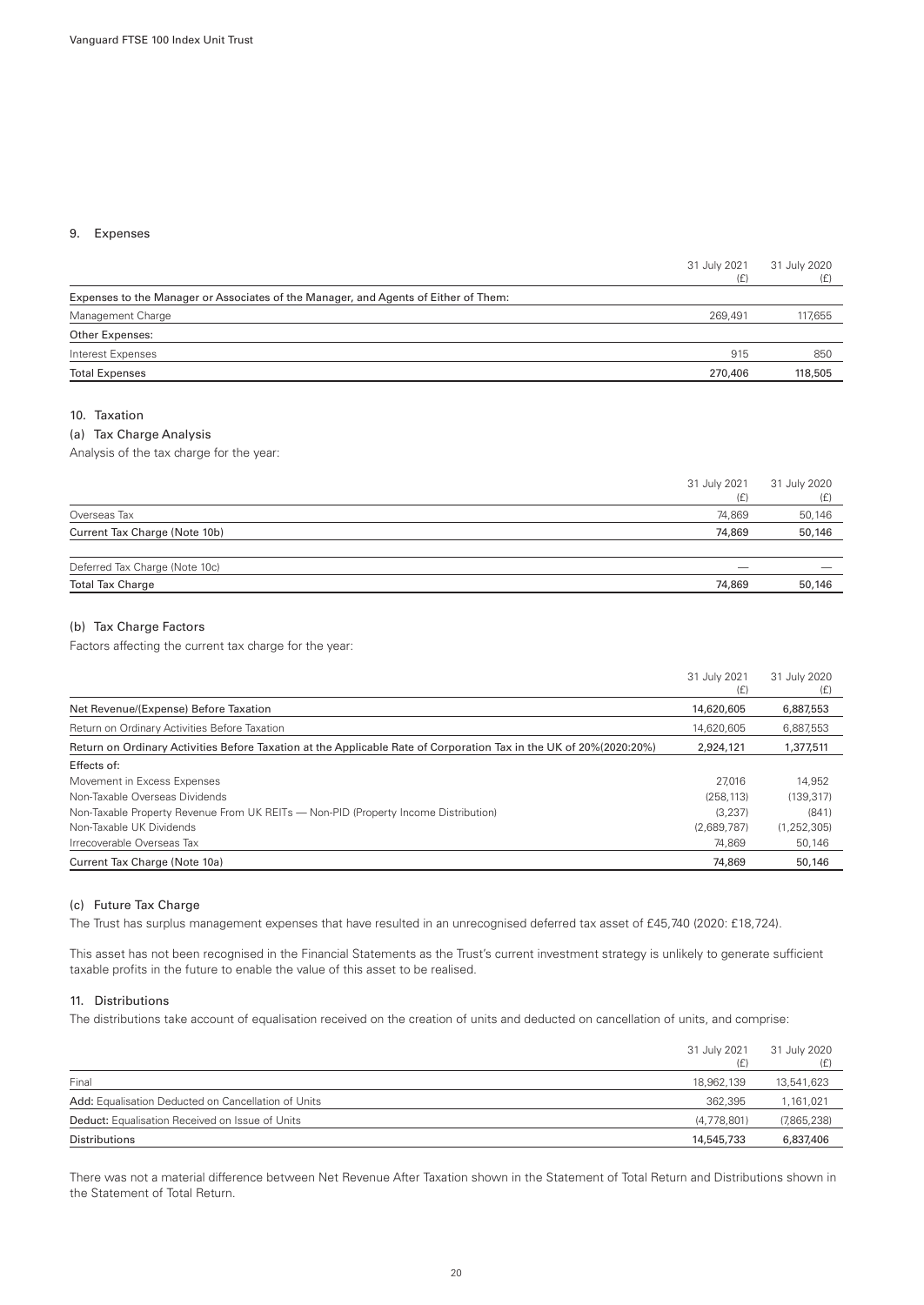## 9. Expenses

| | 31 July 2021 (£) | 31 July 2020 (£) |
|---|---|---|
| **Expenses to the Manager or Associates of the Manager, and Agents of Either of Them:** | | |
| Management Charge | 269,491 | 117,655 |
| **Other Expenses:** | | |
| Interest Expenses | 915 | 850 |
| **Total Expenses** | **270,406** | **118,505** |

## 10. Taxation

### (a) Tax Charge Analysis

Analysis of the tax charge for the year:

| | 31 July 2021 (£) | 31 July 2020 (£) |
|---|---|---|
| Overseas Tax | 74,869 | 50,146 |
| **Current Tax Charge (Note 10b)** | **74,869** | **50,146** |
| Deferred Tax Charge (Note 10c) | — | — |
| **Total Tax Charge** | **74,869** | **50,146** |

### (b) Tax Charge Factors

Factors affecting the current tax charge for the year:

| | 31 July 2021 (£) | 31 July 2020 (£) |
|---|---|---|
| **Net Revenue/(Expense) Before Taxation** | **14,620,605** | **6,887,553** |
| Return on Ordinary Activities Before Taxation | 14,620,605 | 6,887,553 |
| **Return on Ordinary Activities Before Taxation at the Applicable Rate of Corporation Tax in the UK of 20%(2020:20%)** | **2,924,121** | **1,377,511** |
| **Effects of:** | | |
| Movement in Excess Expenses | 27,016 | 14,952 |
| Non-Taxable Overseas Dividends | (258,113) | (139,317) |
| Non-Taxable Property Revenue From UK REITs — Non-PID (Property Income Distribution) | (3,237) | (841) |
| Non-Taxable UK Dividends | (2,689,787) | (1,252,305) |
| Irrecoverable Overseas Tax | 74,869 | 50,146 |
| **Current Tax Charge (Note 10a)** | **74,869** | **50,146** |

### (c) Future Tax Charge

The Trust has surplus management expenses that have resulted in an unrecognised deferred tax asset of £45,740 (2020: £18,724).

This asset has not been recognised in the Financial Statements as the Trust's current investment strategy is unlikely to generate sufficient taxable profits in the future to enable the value of this asset to be realised.

## 11. Distributions

The distributions take account of equalisation received on the creation of units and deducted on cancellation of units, and comprise:

| | 31 July 2021 (£) | 31 July 2020 (£) |
|---|---|---|
| Final | 18,962,139 | 13,541,623 |
| **Add:** Equalisation Deducted on Cancellation of Units | 362,395 | 1,161,021 |
| **Deduct:** Equalisation Received on Issue of Units | (4,778,801) | (7,865,238) |
| **Distributions** | **14,545,733** | **6,837,406** |

There was not a material difference between Net Revenue After Taxation shown in the Statement of Total Return and Distributions shown in the Statement of Total Return.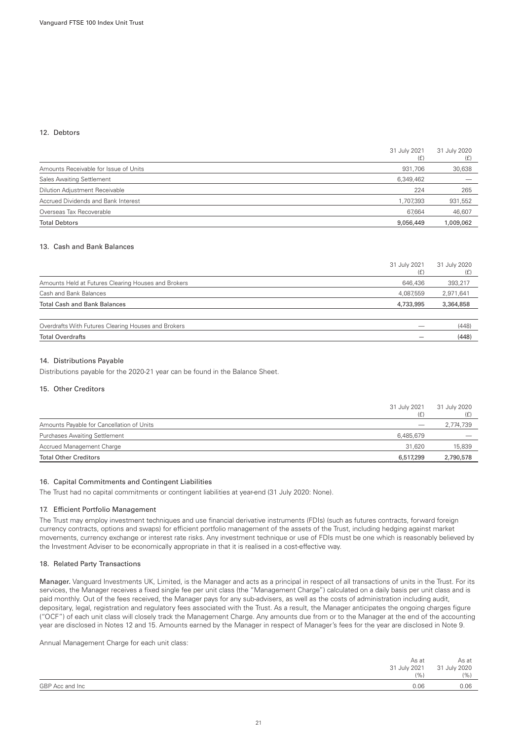## 12. Debtors

| | 31 July 2021 (£) | 31 July 2020 (£) |
|---|---|---|
| Amounts Receivable for Issue of Units | 931,706 | 30,638 |
| Sales Awaiting Settlement | 6,349,462 | — |
| Dilution Adjustment Receivable | 224 | 265 |
| Accrued Dividends and Bank Interest | 1,707,393 | 931,552 |
| Overseas Tax Recoverable | 67,664 | 46,607 |
| **Total Debtors** | **9,056,449** | **1,009,062** |

## 13. Cash and Bank Balances

| | 31 July 2021 (£) | 31 July 2020 (£) |
|---|---|---|
| Amounts Held at Futures Clearing Houses and Brokers | 646,436 | 393,217 |
| Cash and Bank Balances | 4,087,559 | 2,971,641 |
| **Total Cash and Bank Balances** | **4,733,995** | **3,364,858** |
| | | |
| Overdrafts With Futures Clearing Houses and Brokers | — | (448) |
| **Total Overdrafts** | **—** | **(448)** |

## 14. Distributions Payable

Distributions payable for the 2020-21 year can be found in the Balance Sheet.

## 15. Other Creditors

| | 31 July 2021 (£) | 31 July 2020 (£) |
|---|---|---|
| Amounts Payable for Cancellation of Units | — | 2,774,739 |
| Purchases Awaiting Settlement | 6,485,679 | — |
| Accrued Management Charge | 31,620 | 15,839 |
| **Total Other Creditors** | **6,517,299** | **2,790,578** |

## 16. Capital Commitments and Contingent Liabilities

The Trust had no capital commitments or contingent liabilities at year-end (31 July 2020: None).

## 17. Efficient Portfolio Management

The Trust may employ investment techniques and use financial derivative instruments (FDIs) (such as futures contracts, forward foreign currency contracts, options and swaps) for efficient portfolio management of the assets of the Trust, including hedging against market movements, currency exchange or interest rate risks. Any investment technique or use of FDIs must be one which is reasonably believed by the Investment Adviser to be economically appropriate in that it is realised in a cost-effective way.

## 18. Related Party Transactions

**Manager.** Vanguard Investments UK, Limited, is the Manager and acts as a principal in respect of all transactions of units in the Trust. For its services, the Manager receives a fixed single fee per unit class (the "Management Charge") calculated on a daily basis per unit class and is paid monthly. Out of the fees received, the Manager pays for any sub-advisers, as well as the costs of administration including audit, depositary, legal, registration and regulatory fees associated with the Trust. As a result, the Manager anticipates the ongoing charges figure ("OCF") of each unit class will closely track the Management Charge. Any amounts due from or to the Manager at the end of the accounting year are disclosed in Notes 12 and 15. Amounts earned by the Manager in respect of Manager's fees for the year are disclosed in Note 9.

Annual Management Charge for each unit class:

| | As at 31 July 2021 (%) | As at 31 July 2020 (%) |
|---|---|---|
| GBP Acc and Inc | 0.06 | 0.06 |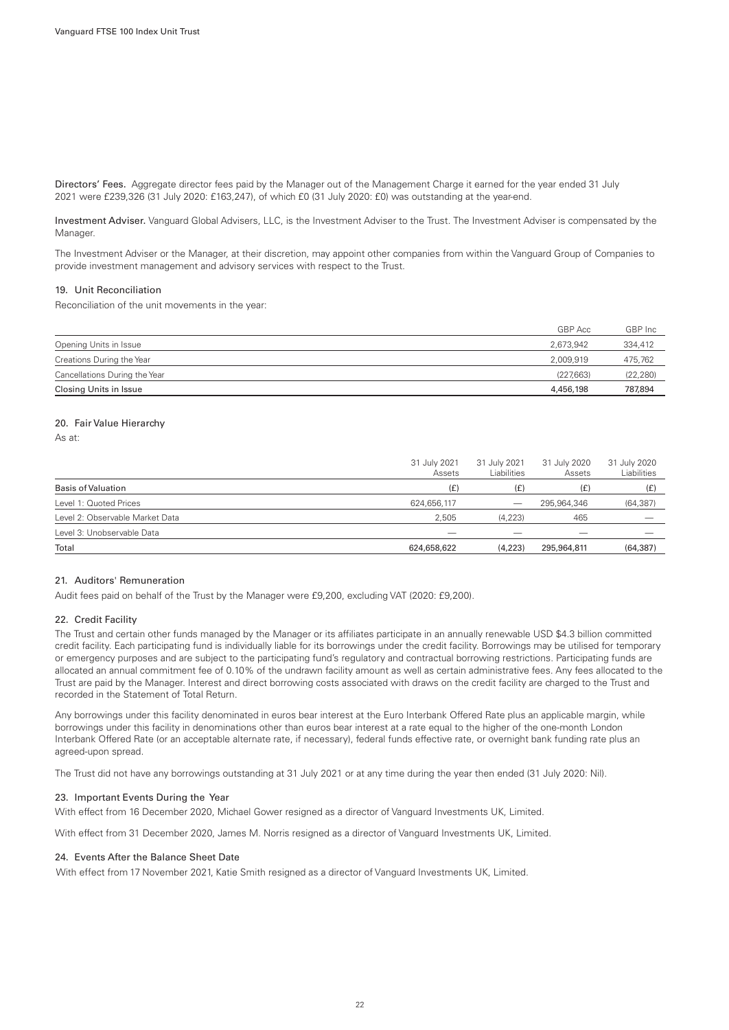**Directors' Fees.** Aggregate director fees paid by the Manager out of the Management Charge it earned for the year ended 31 July 2021 were £239,326 (31 July 2020: £163,247), of which £0 (31 July 2020: £0) was outstanding at the year-end.

**Investment Adviser.** Vanguard Global Advisers, LLC, is the Investment Adviser to the Trust. The Investment Adviser is compensated by the Manager.

The Investment Adviser or the Manager, at their discretion, may appoint other companies from within the Vanguard Group of Companies to provide investment management and advisory services with respect to the Trust.

### 19. Unit Reconciliation

Reconciliation of the unit movements in the year:

| | GBP Acc | GBP Inc |
|---|---|---|
| Opening Units in Issue | 2,673,942 | 334,412 |
| Creations During the Year | 2,009,919 | 475,762 |
| Cancellations During the Year | (227,663) | (22,280) |
| Closing Units in Issue | 4,456,198 | 787,894 |

### 20. Fair Value Hierarchy

As at:

| | 31 July 2021 Assets | 31 July 2021 Liabilities | 31 July 2020 Assets | 31 July 2020 Liabilities |
|---|---|---|---|---|
| Basis of Valuation | (£) | (£) | (£) | (£) |
| Level 1: Quoted Prices | 624,656,117 | — | 295,964,346 | (64,387) |
| Level 2: Observable Market Data | 2,505 | (4,223) | 465 | — |
| Level 3: Unobservable Data | — | — | — | — |
| Total | 624,658,622 | (4,223) | 295,964,811 | (64,387) |

### 21. Auditors' Remuneration

Audit fees paid on behalf of the Trust by the Manager were £9,200, excluding VAT (2020: £9,200).

### 22. Credit Facility

The Trust and certain other funds managed by the Manager or its affiliates participate in an annually renewable USD $4.3 billion committed credit facility. Each participating fund is individually liable for its borrowings under the credit facility. Borrowings may be utilised for temporary or emergency purposes and are subject to the participating fund's regulatory and contractual borrowing restrictions. Participating funds are allocated an annual commitment fee of 0.10% of the undrawn facility amount as well as certain administrative fees. Any fees allocated to the Trust are paid by the Manager. Interest and direct borrowing costs associated with draws on the credit facility are charged to the Trust and recorded in the Statement of Total Return.

Any borrowings under this facility denominated in euros bear interest at the Euro Interbank Offered Rate plus an applicable margin, while borrowings under this facility in denominations other than euros bear interest at a rate equal to the higher of the one-month London Interbank Offered Rate (or an acceptable alternate rate, if necessary), federal funds effective rate, or overnight bank funding rate plus an agreed-upon spread.

The Trust did not have any borrowings outstanding at 31 July 2021 or at any time during the year then ended (31 July 2020: Nil).

### 23. Important Events During the Year

With effect from 16 December 2020, Michael Gower resigned as a director of Vanguard Investments UK, Limited.

With effect from 31 December 2020, James M. Norris resigned as a director of Vanguard Investments UK, Limited.

### 24. Events After the Balance Sheet Date

With effect from 17 November 2021, Katie Smith resigned as a director of Vanguard Investments UK, Limited.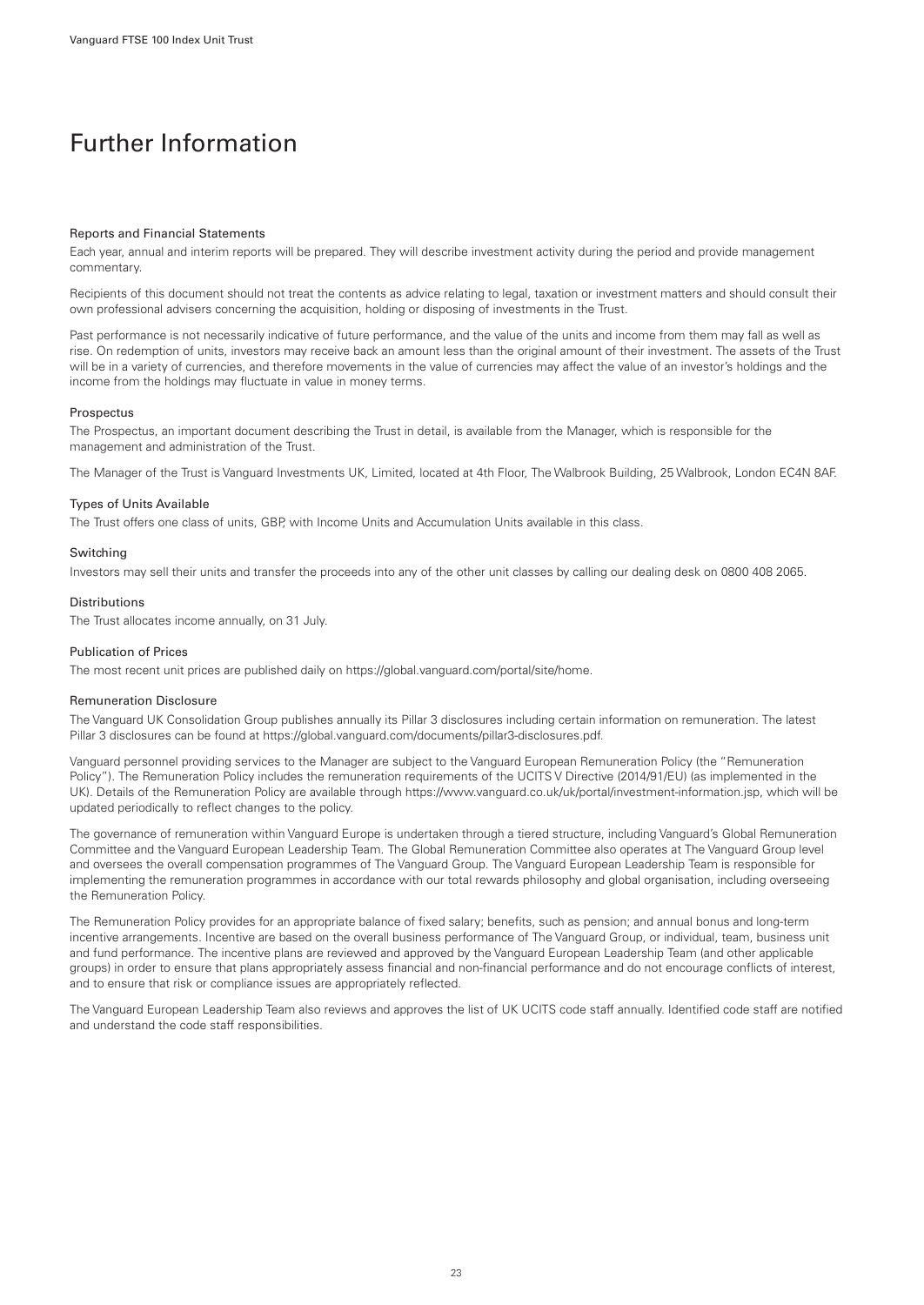# Further Information

### Reports and Financial Statements

Each year, annual and interim reports will be prepared. They will describe investment activity during the period and provide management commentary.

Recipients of this document should not treat the contents as advice relating to legal, taxation or investment matters and should consult their own professional advisers concerning the acquisition, holding or disposing of investments in the Trust.

Past performance is not necessarily indicative of future performance, and the value of the units and income from them may fall as well as rise. On redemption of units, investors may receive back an amount less than the original amount of their investment. The assets of the Trust will be in a variety of currencies, and therefore movements in the value of currencies may affect the value of an investor's holdings and the income from the holdings may fluctuate in value in money terms.

### Prospectus

The Prospectus, an important document describing the Trust in detail, is available from the Manager, which is responsible for the management and administration of the Trust.

The Manager of the Trust is Vanguard Investments UK, Limited, located at 4th Floor, The Walbrook Building, 25 Walbrook, London EC4N 8AF.

### Types of Units Available

The Trust offers one class of units, GBP, with Income Units and Accumulation Units available in this class.

### Switching

Investors may sell their units and transfer the proceeds into any of the other unit classes by calling our dealing desk on 0800 408 2065.

### Distributions

The Trust allocates income annually, on 31 July.

### Publication of Prices

The most recent unit prices are published daily on https://global.vanguard.com/portal/site/home.

### Remuneration Disclosure

The Vanguard UK Consolidation Group publishes annually its Pillar 3 disclosures including certain information on remuneration. The latest Pillar 3 disclosures can be found at https://global.vanguard.com/documents/pillar3-disclosures.pdf.

Vanguard personnel providing services to the Manager are subject to the Vanguard European Remuneration Policy (the "Remuneration Policy"). The Remuneration Policy includes the remuneration requirements of the UCITS V Directive (2014/91/EU) (as implemented in the UK). Details of the Remuneration Policy are available through https://www.vanguard.co.uk/uk/portal/investment-information.jsp, which will be updated periodically to reflect changes to the policy.

The governance of remuneration within Vanguard Europe is undertaken through a tiered structure, including Vanguard's Global Remuneration Committee and the Vanguard European Leadership Team. The Global Remuneration Committee also operates at The Vanguard Group level and oversees the overall compensation programmes of The Vanguard Group. The Vanguard European Leadership Team is responsible for implementing the remuneration programmes in accordance with our total rewards philosophy and global organisation, including overseeing the Remuneration Policy.

The Remuneration Policy provides for an appropriate balance of fixed salary; benefits, such as pension; and annual bonus and long-term incentive arrangements. Incentive are based on the overall business performance of The Vanguard Group, or individual, team, business unit and fund performance. The incentive plans are reviewed and approved by the Vanguard European Leadership Team (and other applicable groups) in order to ensure that plans appropriately assess financial and non-financial performance and do not encourage conflicts of interest, and to ensure that risk or compliance issues are appropriately reflected.

The Vanguard European Leadership Team also reviews and approves the list of UK UCITS code staff annually. Identified code staff are notified and understand the code staff responsibilities.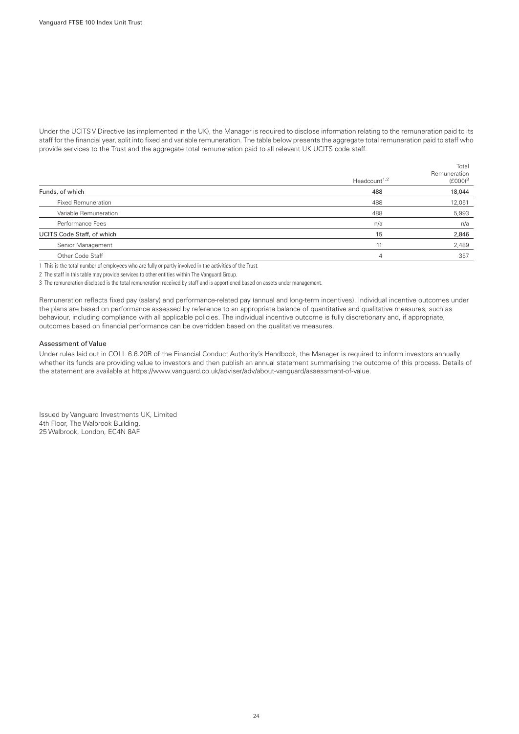Under the UCITS V Directive (as implemented in the UK), the Manager is required to disclose information relating to the remuneration paid to its staff for the financial year, split into fixed and variable remuneration. The table below presents the aggregate total remuneration paid to staff who provide services to the Trust and the aggregate total remuneration paid to all relevant UK UCITS code staff.

| | Headcount[1,2] | Total Remuneration (£000)[3] |
|---|---|---|
| **Funds, of which** | **488** | **18,044** |
| Fixed Remuneration | 488 | 12,051 |
| Variable Remuneration | 488 | 5,993 |
| Performance Fees | n/a | n/a |
| **UCITS Code Staff, of which** | **15** | **2,846** |
| Senior Management | 11 | 2,489 |
| Other Code Staff | 4 | 357 |

1 This is the total number of employees who are fully or partly involved in the activities of the Trust.

2 The staff in this table may provide services to other entities within The Vanguard Group.

3 The remuneration disclosed is the total remuneration received by staff and is apportioned based on assets under management.

Remuneration reflects fixed pay (salary) and performance-related pay (annual and long-term incentives). Individual incentive outcomes under the plans are based on performance assessed by reference to an appropriate balance of quantitative and qualitative measures, such as behaviour, including compliance with all applicable policies. The individual incentive outcome is fully discretionary and, if appropriate, outcomes based on financial performance can be overridden based on the qualitative measures.

## Assessment of Value

Under rules laid out in COLL 6.6.20R of the Financial Conduct Authority's Handbook, the Manager is required to inform investors annually whether its funds are providing value to investors and then publish an annual statement summarising the outcome of this process. Details of the statement are available at https://www.vanguard.co.uk/adviser/adv/about-vanguard/assessment-of-value.

Issued by Vanguard Investments UK, Limited
4th Floor, The Walbrook Building,
25 Walbrook, London, EC4N 8AF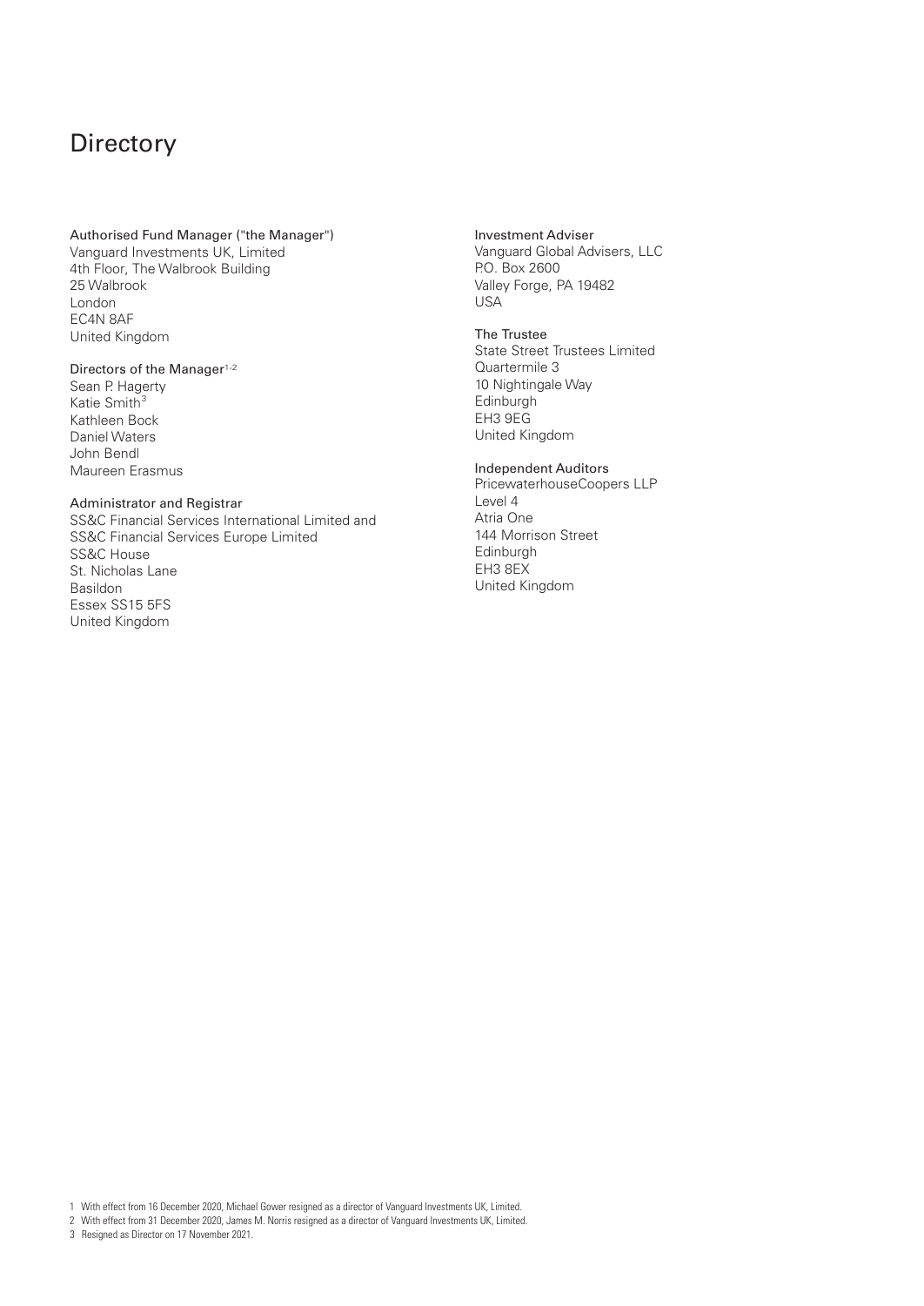# Directory

**Authorised Fund Manager ("the Manager")**
Vanguard Investments UK, Limited
4th Floor, The Walbrook Building
25 Walbrook
London
EC4N 8AF
United Kingdom

**Directors of the Manager**[1,2]
Sean P. Hagerty
Katie Smith[3]
Kathleen Bock
Daniel Waters
John Bendl
Maureen Erasmus

**Administrator and Registrar**
SS&C Financial Services International Limited and
SS&C Financial Services Europe Limited
SS&C House
St. Nicholas Lane
Basildon
Essex SS15 5FS
United Kingdom

**Investment Adviser**
Vanguard Global Advisers, LLC
P.O. Box 2600
Valley Forge, PA 19482
USA

**The Trustee**
State Street Trustees Limited
Quartermile 3
10 Nightingale Way
Edinburgh
EH3 9EG
United Kingdom

**Independent Auditors**
PricewaterhouseCoopers LLP
Level 4
Atria One
144 Morrison Street
Edinburgh
EH3 8EX
United Kingdom

1 With effect from 16 December 2020, Michael Gower resigned as a director of Vanguard Investments UK, Limited.
2 With effect from 31 December 2020, James M. Norris resigned as a director of Vanguard Investments UK, Limited.
3 Resigned as Director on 17 November 2021.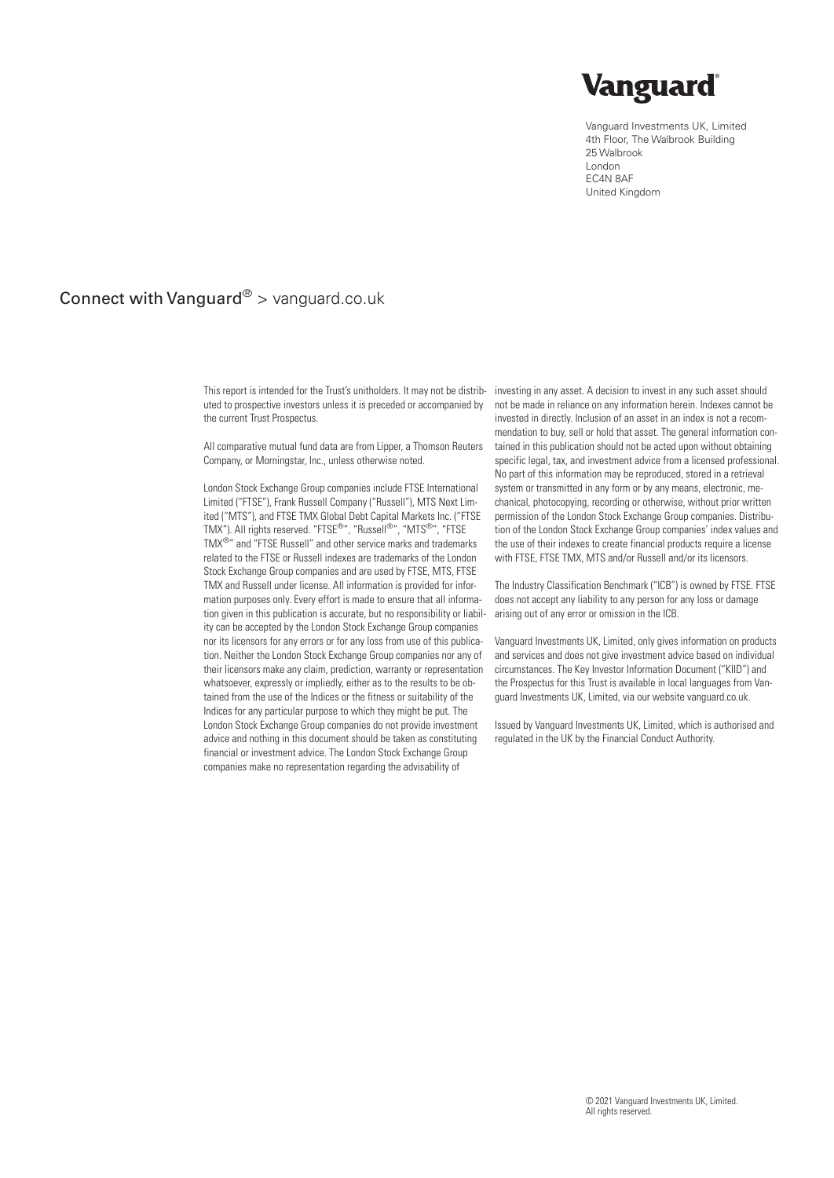**Vanguard**®

Vanguard Investments UK, Limited
4th Floor, The Walbrook Building
25 Walbrook
London
EC4N 8AF
United Kingdom

Connect with Vanguard® > vanguard.co.uk

This report is intended for the Trust's unitholders. It may not be distributed to prospective investors unless it is preceded or accompanied by the current Trust Prospectus.

All comparative mutual fund data are from Lipper, a Thomson Reuters Company, or Morningstar, Inc., unless otherwise noted.

London Stock Exchange Group companies include FTSE International Limited ("FTSE"), Frank Russell Company ("Russell"), MTS Next Limited ("MTS"), and FTSE TMX Global Debt Capital Markets Inc. ("FTSE TMX"). All rights reserved. "FTSE®", "Russell®", "MTS®", "FTSE TMX®" and "FTSE Russell" and other service marks and trademarks related to the FTSE or Russell indexes are trademarks of the London Stock Exchange Group companies and are used by FTSE, MTS, FTSE TMX and Russell under license. All information is provided for information purposes only. Every effort is made to ensure that all information given in this publication is accurate, but no responsibility or liability can be accepted by the London Stock Exchange Group companies nor its licensors for any errors or for any loss from use of this publication. Neither the London Stock Exchange Group companies nor any of their licensors make any claim, prediction, warranty or representation whatsoever, expressly or impliedly, either as to the results to be obtained from the use of the Indices or the fitness or suitability of the Indices for any particular purpose to which they might be put. The London Stock Exchange Group companies do not provide investment advice and nothing in this document should be taken as constituting financial or investment advice. The London Stock Exchange Group companies make no representation regarding the advisability of investing in any asset. A decision to invest in any such asset should not be made in reliance on any information herein. Indexes cannot be invested in directly. Inclusion of an asset in an index is not a recommendation to buy, sell or hold that asset. The general information contained in this publication should not be acted upon without obtaining specific legal, tax, and investment advice from a licensed professional. No part of this information may be reproduced, stored in a retrieval system or transmitted in any form or by any means, electronic, mechanical, photocopying, recording or otherwise, without prior written permission of the London Stock Exchange Group companies. Distribution of the London Stock Exchange Group companies' index values and the use of their indexes to create financial products require a license with FTSE, FTSE TMX, MTS and/or Russell and/or its licensors.

The Industry Classification Benchmark ("ICB") is owned by FTSE. FTSE does not accept any liability to any person for any loss or damage arising out of any error or omission in the ICB.

Vanguard Investments UK, Limited, only gives information on products and services and does not give investment advice based on individual circumstances. The Key Investor Information Document ("KIID") and the Prospectus for this Trust is available in local languages from Vanguard Investments UK, Limited, via our website vanguard.co.uk.

Issued by Vanguard Investments UK, Limited, which is authorised and regulated in the UK by the Financial Conduct Authority.

© 2021 Vanguard Investments UK, Limited.
All rights reserved.